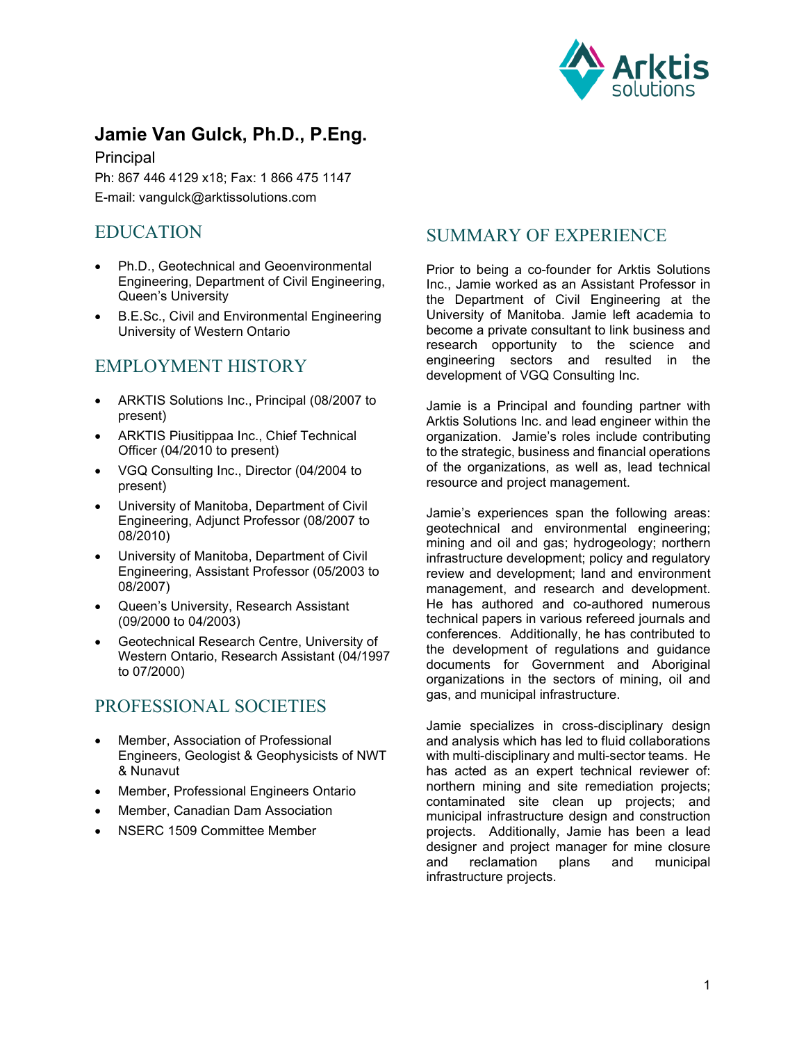# Jamie Van Gulck, Ph.D., P.Eng.

Principal

Ph: 867 446 4129 x18; Fax: 1 866 475 1147

E-mail: vangulck@arktissolutions.com

## EDUCATION

- Ph.D., Geotechnical and Geoenvironmental Engineering, Department of Civil Engineering, Queen's University
- B.E.Sc., Civil and Environmental Engineering University of Western Ontario

## EMPLOYMENT HISTORY

- ARKTIS Solutions Inc., Principal (08/2007 to present)
- ARKTIS Piusitippaa Inc., Chief Technical Officer (04/2010 to present)
- VGQ Consulting Inc., Director (04/2004 to present)
- University of Manitoba, Department of Civil Engineering, Adjunct Professor (08/2007 to 08/2010)
- University of Manitoba, Department of Civil Engineering, Assistant Professor (05/2003 to 08/2007)
- Queen's University, Research Assistant (09/2000 to 04/2003)
- Geotechnical Research Centre, University of Western Ontario, Research Assistant (04/1997 to 07/2000)

## PROFESSIONAL SOCIETIES

- Member, Association of Professional Engineers, Geologist & Geophysicists of NWT & Nunavut
- Member, Professional Engineers Ontario
- Member, Canadian Dam Association
- NSERC 1509 Committee Member

## SUMMARY OF EXPERIENCE

Prior to being a co-founder for Arktis Solutions Inc., Jamie worked as an Assistant Professor in the Department of Civil Engineering at the University of Manitoba. Jamie left academia to become a private consultant to link business and research opportunity to the science and engineering sectors and resulted in the development of VGQ Consulting Inc.

Jamie is a Principal and founding partner with Arktis Solutions Inc. and lead engineer within the organization. Jamie's roles include contributing to the strategic, business and financial operations of the organizations, as well as, lead technical resource and project management.

Jamie's experiences span the following areas: geotechnical and environmental engineering; mining and oil and gas; hydrogeology; northern infrastructure development; policy and regulatory review and development; land and environment management, and research and development. He has authored and co-authored numerous technical papers in various refereed journals and conferences. Additionally, he has contributed to the development of regulations and guidance documents for Government and Aboriginal organizations in the sectors of mining, oil and gas, and municipal infrastructure.

Jamie specializes in cross-disciplinary design and analysis which has led to fluid collaborations with multi-disciplinary and multi-sector teams. He has acted as an expert technical reviewer of: northern mining and site remediation projects; contaminated site clean up projects; and municipal infrastructure design and construction projects. Additionally, Jamie has been a lead designer and project manager for mine closure and reclamation plans and municipal infrastructure projects.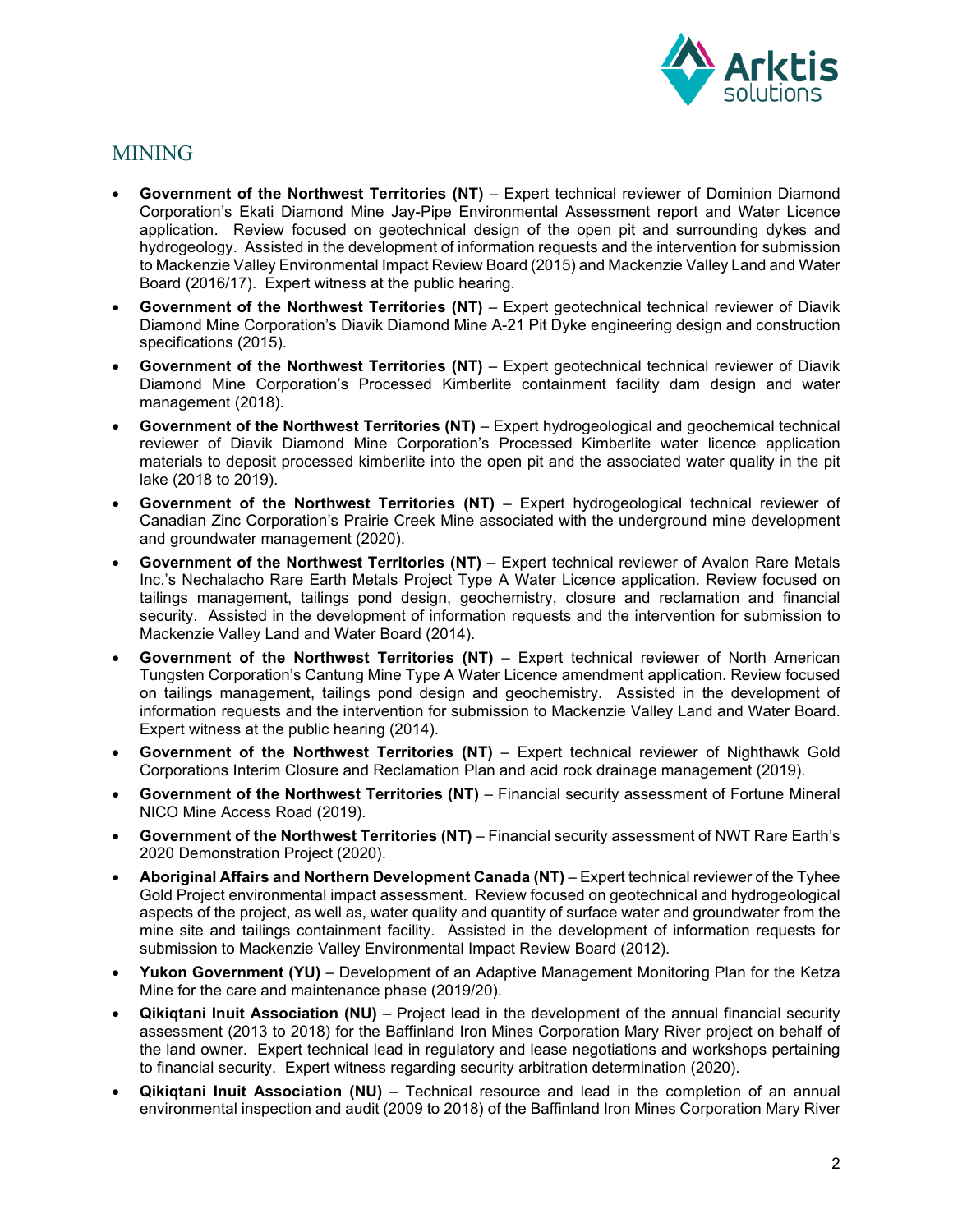## MINING

- **Government of the Northwest Territories (NT)** – Expert technical reviewer of Dominion Diamond Corporation's Ekati Diamond Mine Jay-Pipe Environmental Assessment report and Water Licence application. Review focused on geotechnical design of the open pit and surrounding dykes and hydrogeology. Assisted in the development of information requests and the intervention for submission to Mackenzie Valley Environmental Impact Review Board (2015) and Mackenzie Valley Land and Water Board (2016/17). Expert witness at the public hearing.
- **Government of the Northwest Territories (NT)** – Expert geotechnical technical reviewer of Diavik Diamond Mine Corporation's Diavik Diamond Mine A-21 Pit Dyke engineering design and construction specifications (2015).
- **Government of the Northwest Territories (NT)** – Expert geotechnical technical reviewer of Diavik Diamond Mine Corporation's Processed Kimberlite containment facility dam design and water management (2018).
- **Government of the Northwest Territories (NT)** – Expert hydrogeological and geochemical technical reviewer of Diavik Diamond Mine Corporation's Processed Kimberlite water licence application materials to deposit processed kimberlite into the open pit and the associated water quality in the pit lake (2018 to 2019).
- **Government of the Northwest Territories (NT)** – Expert hydrogeological technical reviewer of Canadian Zinc Corporation's Prairie Creek Mine associated with the underground mine development and groundwater management (2020).
- **Government of the Northwest Territories (NT)** – Expert technical reviewer of Avalon Rare Metals Inc.'s Nechalacho Rare Earth Metals Project Type A Water Licence application. Review focused on tailings management, tailings pond design, geochemistry, closure and reclamation and financial security. Assisted in the development of information requests and the intervention for submission to Mackenzie Valley Land and Water Board (2014).
- **Government of the Northwest Territories (NT)** – Expert technical reviewer of North American Tungsten Corporation's Cantung Mine Type A Water Licence amendment application. Review focused on tailings management, tailings pond design and geochemistry. Assisted in the development of information requests and the intervention for submission to Mackenzie Valley Land and Water Board. Expert witness at the public hearing (2014).
- **Government of the Northwest Territories (NT)** – Expert technical reviewer of Nighthawk Gold Corporations Interim Closure and Reclamation Plan and acid rock drainage management (2019).
- **Government of the Northwest Territories (NT)** – Financial security assessment of Fortune Mineral NICO Mine Access Road (2019).
- **Government of the Northwest Territories (NT)** – Financial security assessment of NWT Rare Earth's 2020 Demonstration Project (2020).
- **Aboriginal Affairs and Northern Development Canada (NT)** – Expert technical reviewer of the Tyhee Gold Project environmental impact assessment. Review focused on geotechnical and hydrogeological aspects of the project, as well as, water quality and quantity of surface water and groundwater from the mine site and tailings containment facility. Assisted in the development of information requests for submission to Mackenzie Valley Environmental Impact Review Board (2012).
- **Yukon Government (YU)** – Development of an Adaptive Management Monitoring Plan for the Ketza Mine for the care and maintenance phase (2019/20).
- **Qikiqtani Inuit Association (NU)** – Project lead in the development of the annual financial security assessment (2013 to 2018) for the Baffinland Iron Mines Corporation Mary River project on behalf of the land owner. Expert technical lead in regulatory and lease negotiations and workshops pertaining to financial security. Expert witness regarding security arbitration determination (2020).
- **Qikiqtani Inuit Association (NU)** – Technical resource and lead in the completion of an annual environmental inspection and audit (2009 to 2018) of the Baffinland Iron Mines Corporation Mary River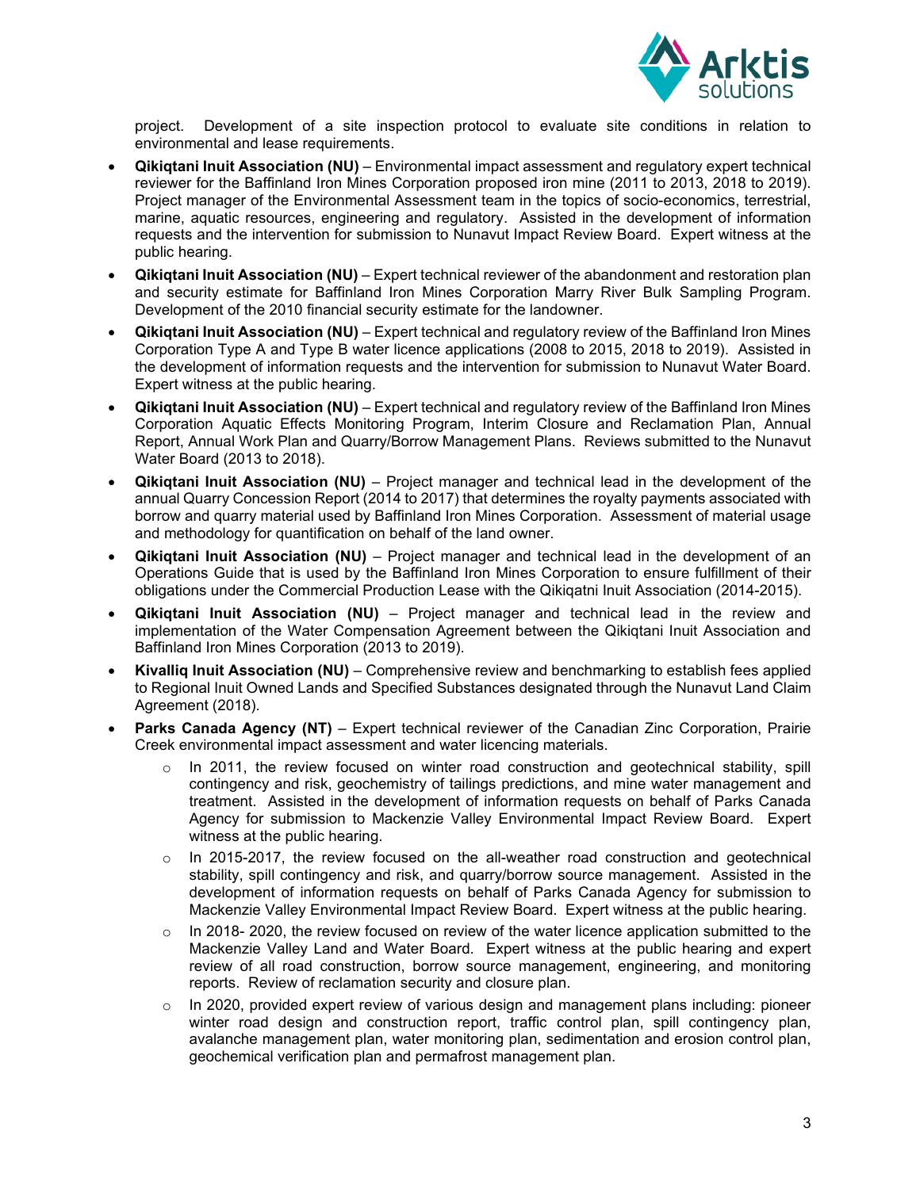project. Development of a site inspection protocol to evaluate site conditions in relation to environmental and lease requirements.

- **Qikiqtani Inuit Association (NU)** – Environmental impact assessment and regulatory expert technical reviewer for the Baffinland Iron Mines Corporation proposed iron mine (2011 to 2013, 2018 to 2019). Project manager of the Environmental Assessment team in the topics of socio-economics, terrestrial, marine, aquatic resources, engineering and regulatory. Assisted in the development of information requests and the intervention for submission to Nunavut Impact Review Board. Expert witness at the public hearing.
- **Qikiqtani Inuit Association (NU)** – Expert technical reviewer of the abandonment and restoration plan and security estimate for Baffinland Iron Mines Corporation Marry River Bulk Sampling Program. Development of the 2010 financial security estimate for the landowner.
- **Qikiqtani Inuit Association (NU)** – Expert technical and regulatory review of the Baffinland Iron Mines Corporation Type A and Type B water licence applications (2008 to 2015, 2018 to 2019). Assisted in the development of information requests and the intervention for submission to Nunavut Water Board. Expert witness at the public hearing.
- **Qikiqtani Inuit Association (NU)** – Expert technical and regulatory review of the Baffinland Iron Mines Corporation Aquatic Effects Monitoring Program, Interim Closure and Reclamation Plan, Annual Report, Annual Work Plan and Quarry/Borrow Management Plans. Reviews submitted to the Nunavut Water Board (2013 to 2018).
- **Qikiqtani Inuit Association (NU)** – Project manager and technical lead in the development of the annual Quarry Concession Report (2014 to 2017) that determines the royalty payments associated with borrow and quarry material used by Baffinland Iron Mines Corporation. Assessment of material usage and methodology for quantification on behalf of the land owner.
- **Qikiqtani Inuit Association (NU)** – Project manager and technical lead in the development of an Operations Guide that is used by the Baffinland Iron Mines Corporation to ensure fulfillment of their obligations under the Commercial Production Lease with the Qikiqatni Inuit Association (2014-2015).
- **Qikiqtani Inuit Association (NU)** – Project manager and technical lead in the review and implementation of the Water Compensation Agreement between the Qikiqtani Inuit Association and Baffinland Iron Mines Corporation (2013 to 2019).
- **Kivalliq Inuit Association (NU)** – Comprehensive review and benchmarking to establish fees applied to Regional Inuit Owned Lands and Specified Substances designated through the Nunavut Land Claim Agreement (2018).
- **Parks Canada Agency (NT)** – Expert technical reviewer of the Canadian Zinc Corporation, Prairie Creek environmental impact assessment and water licencing materials.
  - In 2011, the review focused on winter road construction and geotechnical stability, spill contingency and risk, geochemistry of tailings predictions, and mine water management and treatment. Assisted in the development of information requests on behalf of Parks Canada Agency for submission to Mackenzie Valley Environmental Impact Review Board. Expert witness at the public hearing.
  - In 2015-2017, the review focused on the all-weather road construction and geotechnical stability, spill contingency and risk, and quarry/borrow source management. Assisted in the development of information requests on behalf of Parks Canada Agency for submission to Mackenzie Valley Environmental Impact Review Board. Expert witness at the public hearing.
  - In 2018- 2020, the review focused on review of the water licence application submitted to the Mackenzie Valley Land and Water Board. Expert witness at the public hearing and expert review of all road construction, borrow source management, engineering, and monitoring reports. Review of reclamation security and closure plan.
  - In 2020, provided expert review of various design and management plans including: pioneer winter road design and construction report, traffic control plan, spill contingency plan, avalanche management plan, water monitoring plan, sedimentation and erosion control plan, geochemical verification plan and permafrost management plan.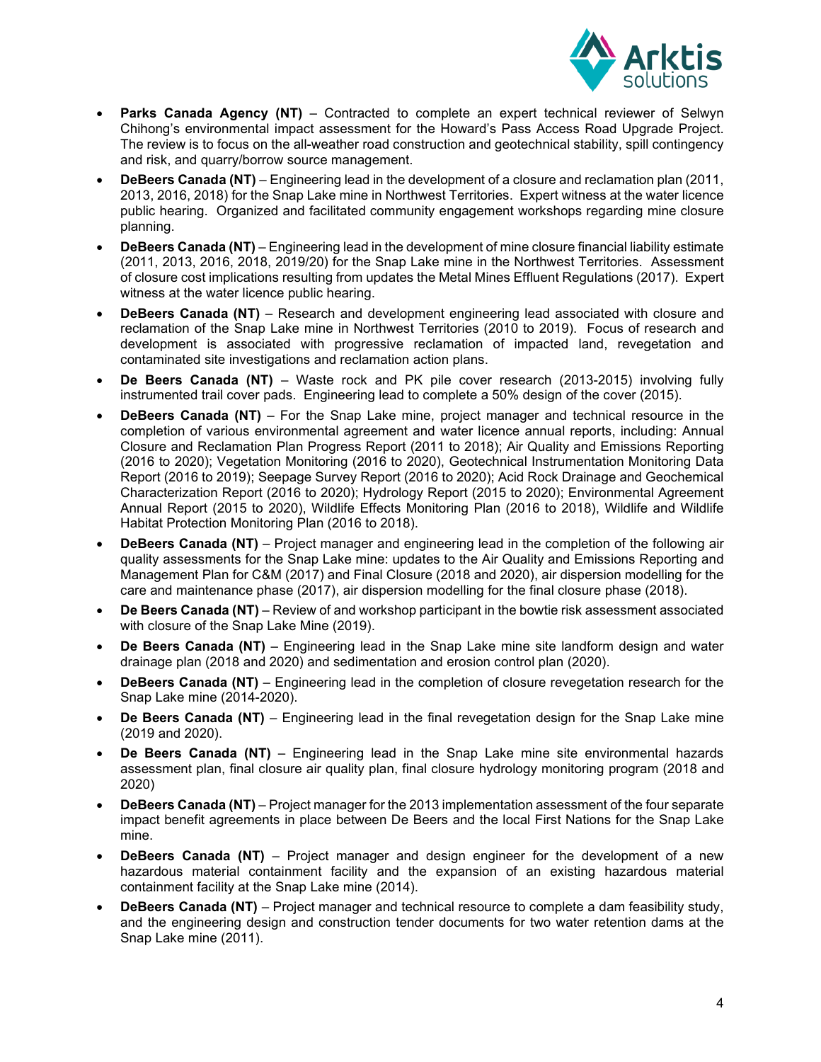- **Parks Canada Agency (NT)** – Contracted to complete an expert technical reviewer of Selwyn Chihong's environmental impact assessment for the Howard's Pass Access Road Upgrade Project. The review is to focus on the all-weather road construction and geotechnical stability, spill contingency and risk, and quarry/borrow source management.
- **DeBeers Canada (NT)** – Engineering lead in the development of a closure and reclamation plan (2011, 2013, 2016, 2018) for the Snap Lake mine in Northwest Territories. Expert witness at the water licence public hearing. Organized and facilitated community engagement workshops regarding mine closure planning.
- **DeBeers Canada (NT)** – Engineering lead in the development of mine closure financial liability estimate (2011, 2013, 2016, 2018, 2019/20) for the Snap Lake mine in the Northwest Territories. Assessment of closure cost implications resulting from updates the Metal Mines Effluent Regulations (2017). Expert witness at the water licence public hearing.
- **DeBeers Canada (NT)** – Research and development engineering lead associated with closure and reclamation of the Snap Lake mine in Northwest Territories (2010 to 2019). Focus of research and development is associated with progressive reclamation of impacted land, revegetation and contaminated site investigations and reclamation action plans.
- **De Beers Canada (NT)** – Waste rock and PK pile cover research (2013-2015) involving fully instrumented trail cover pads. Engineering lead to complete a 50% design of the cover (2015).
- **DeBeers Canada (NT)** – For the Snap Lake mine, project manager and technical resource in the completion of various environmental agreement and water licence annual reports, including: Annual Closure and Reclamation Plan Progress Report (2011 to 2018); Air Quality and Emissions Reporting (2016 to 2020); Vegetation Monitoring (2016 to 2020), Geotechnical Instrumentation Monitoring Data Report (2016 to 2019); Seepage Survey Report (2016 to 2020); Acid Rock Drainage and Geochemical Characterization Report (2016 to 2020); Hydrology Report (2015 to 2020); Environmental Agreement Annual Report (2015 to 2020), Wildlife Effects Monitoring Plan (2016 to 2018), Wildlife and Wildlife Habitat Protection Monitoring Plan (2016 to 2018).
- **DeBeers Canada (NT)** – Project manager and engineering lead in the completion of the following air quality assessments for the Snap Lake mine: updates to the Air Quality and Emissions Reporting and Management Plan for C&M (2017) and Final Closure (2018 and 2020), air dispersion modelling for the care and maintenance phase (2017), air dispersion modelling for the final closure phase (2018).
- **De Beers Canada (NT)** – Review of and workshop participant in the bowtie risk assessment associated with closure of the Snap Lake Mine (2019).
- **De Beers Canada (NT)** – Engineering lead in the Snap Lake mine site landform design and water drainage plan (2018 and 2020) and sedimentation and erosion control plan (2020).
- **DeBeers Canada (NT)** – Engineering lead in the completion of closure revegetation research for the Snap Lake mine (2014-2020).
- **De Beers Canada (NT)** – Engineering lead in the final revegetation design for the Snap Lake mine (2019 and 2020).
- **De Beers Canada (NT)** – Engineering lead in the Snap Lake mine site environmental hazards assessment plan, final closure air quality plan, final closure hydrology monitoring program (2018 and 2020)
- **DeBeers Canada (NT)** – Project manager for the 2013 implementation assessment of the four separate impact benefit agreements in place between De Beers and the local First Nations for the Snap Lake mine.
- **DeBeers Canada (NT)** – Project manager and design engineer for the development of a new hazardous material containment facility and the expansion of an existing hazardous material containment facility at the Snap Lake mine (2014).
- **DeBeers Canada (NT)** – Project manager and technical resource to complete a dam feasibility study, and the engineering design and construction tender documents for two water retention dams at the Snap Lake mine (2011).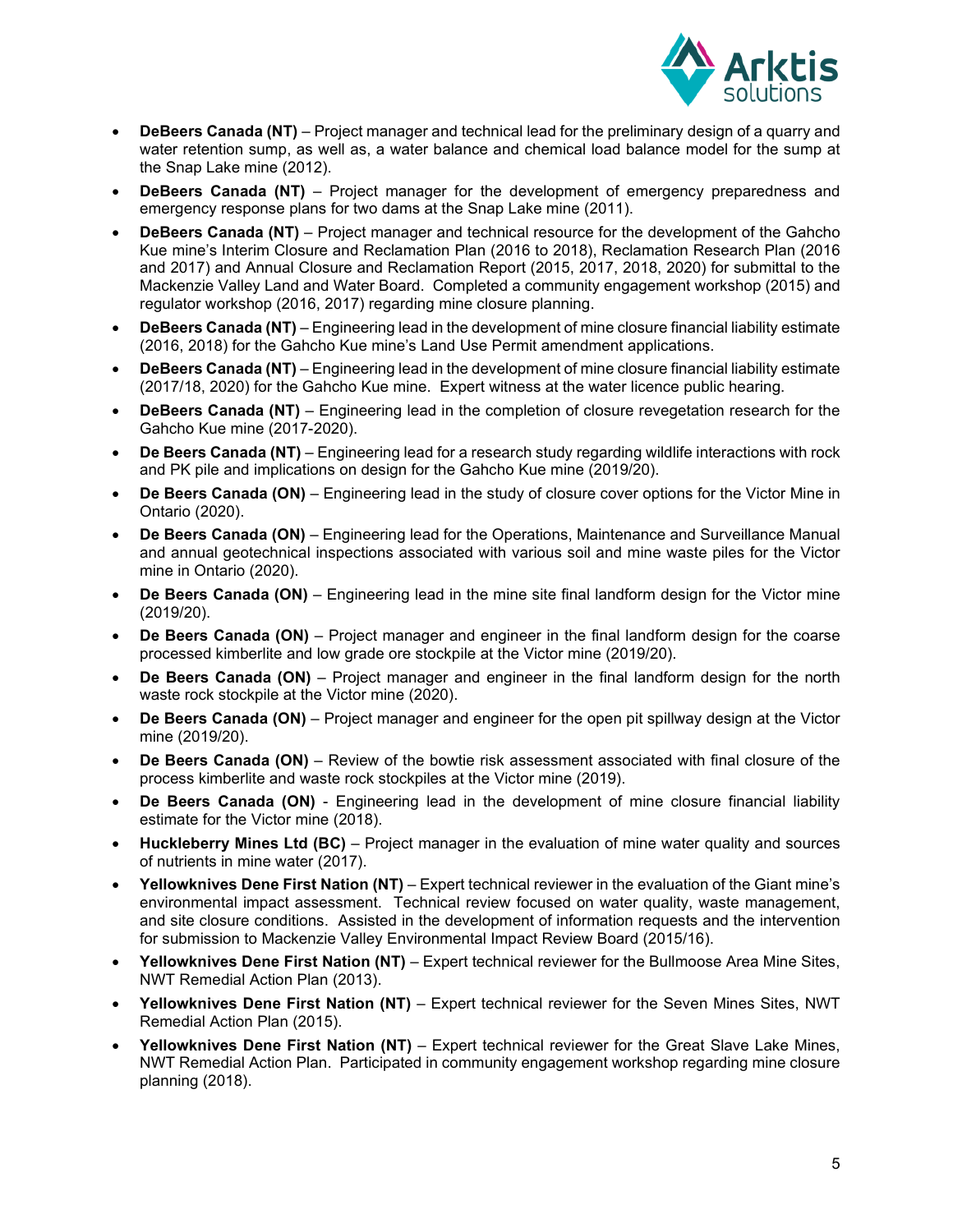- **DeBeers Canada (NT)** – Project manager and technical lead for the preliminary design of a quarry and water retention sump, as well as, a water balance and chemical load balance model for the sump at the Snap Lake mine (2012).
- **DeBeers Canada (NT)** – Project manager for the development of emergency preparedness and emergency response plans for two dams at the Snap Lake mine (2011).
- **DeBeers Canada (NT)** – Project manager and technical resource for the development of the Gahcho Kue mine's Interim Closure and Reclamation Plan (2016 to 2018), Reclamation Research Plan (2016 and 2017) and Annual Closure and Reclamation Report (2015, 2017, 2018, 2020) for submittal to the Mackenzie Valley Land and Water Board. Completed a community engagement workshop (2015) and regulator workshop (2016, 2017) regarding mine closure planning.
- **DeBeers Canada (NT)** – Engineering lead in the development of mine closure financial liability estimate (2016, 2018) for the Gahcho Kue mine's Land Use Permit amendment applications.
- **DeBeers Canada (NT)** – Engineering lead in the development of mine closure financial liability estimate (2017/18, 2020) for the Gahcho Kue mine. Expert witness at the water licence public hearing.
- **DeBeers Canada (NT)** – Engineering lead in the completion of closure revegetation research for the Gahcho Kue mine (2017-2020).
- **De Beers Canada (NT)** – Engineering lead for a research study regarding wildlife interactions with rock and PK pile and implications on design for the Gahcho Kue mine (2019/20).
- **De Beers Canada (ON)** – Engineering lead in the study of closure cover options for the Victor Mine in Ontario (2020).
- **De Beers Canada (ON)** – Engineering lead for the Operations, Maintenance and Surveillance Manual and annual geotechnical inspections associated with various soil and mine waste piles for the Victor mine in Ontario (2020).
- **De Beers Canada (ON)** – Engineering lead in the mine site final landform design for the Victor mine (2019/20).
- **De Beers Canada (ON)** – Project manager and engineer in the final landform design for the coarse processed kimberlite and low grade ore stockpile at the Victor mine (2019/20).
- **De Beers Canada (ON)** – Project manager and engineer in the final landform design for the north waste rock stockpile at the Victor mine (2020).
- **De Beers Canada (ON)** – Project manager and engineer for the open pit spillway design at the Victor mine (2019/20).
- **De Beers Canada (ON)** – Review of the bowtie risk assessment associated with final closure of the process kimberlite and waste rock stockpiles at the Victor mine (2019).
- **De Beers Canada (ON)** - Engineering lead in the development of mine closure financial liability estimate for the Victor mine (2018).
- **Huckleberry Mines Ltd (BC)** – Project manager in the evaluation of mine water quality and sources of nutrients in mine water (2017).
- **Yellowknives Dene First Nation (NT)** – Expert technical reviewer in the evaluation of the Giant mine's environmental impact assessment. Technical review focused on water quality, waste management, and site closure conditions. Assisted in the development of information requests and the intervention for submission to Mackenzie Valley Environmental Impact Review Board (2015/16).
- **Yellowknives Dene First Nation (NT)** – Expert technical reviewer for the Bullmoose Area Mine Sites, NWT Remedial Action Plan (2013).
- **Yellowknives Dene First Nation (NT)** – Expert technical reviewer for the Seven Mines Sites, NWT Remedial Action Plan (2015).
- **Yellowknives Dene First Nation (NT)** – Expert technical reviewer for the Great Slave Lake Mines, NWT Remedial Action Plan. Participated in community engagement workshop regarding mine closure planning (2018).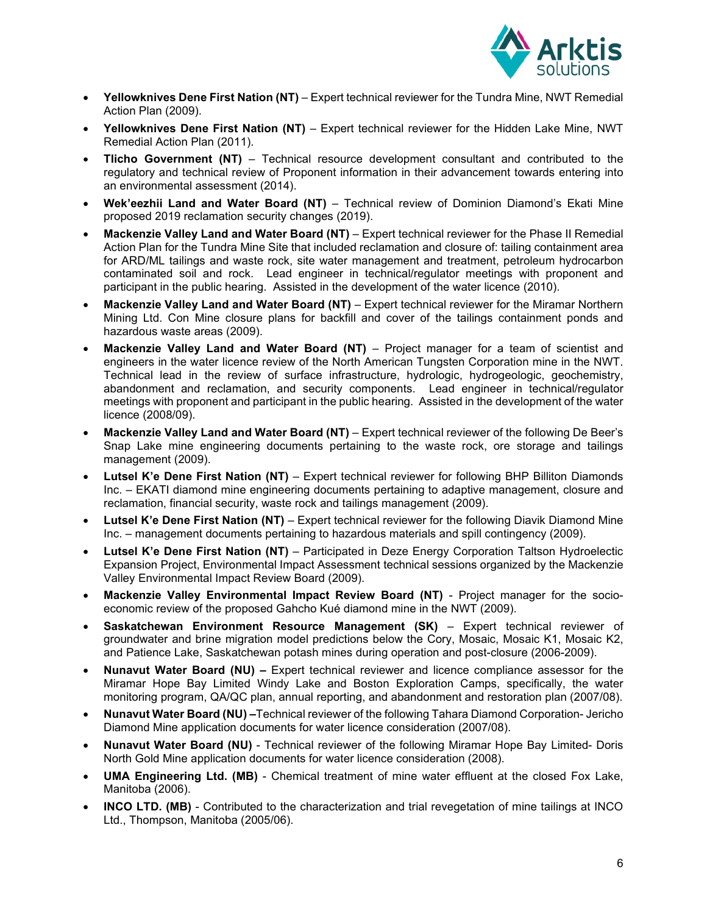- **Yellowknives Dene First Nation (NT)** – Expert technical reviewer for the Tundra Mine, NWT Remedial Action Plan (2009).
- **Yellowknives Dene First Nation (NT)** – Expert technical reviewer for the Hidden Lake Mine, NWT Remedial Action Plan (2011).
- **Tlicho Government (NT)** – Technical resource development consultant and contributed to the regulatory and technical review of Proponent information in their advancement towards entering into an environmental assessment (2014).
- **Wek'eezhii Land and Water Board (NT)** – Technical review of Dominion Diamond's Ekati Mine proposed 2019 reclamation security changes (2019).
- **Mackenzie Valley Land and Water Board (NT)** – Expert technical reviewer for the Phase II Remedial Action Plan for the Tundra Mine Site that included reclamation and closure of: tailing containment area for ARD/ML tailings and waste rock, site water management and treatment, petroleum hydrocarbon contaminated soil and rock. Lead engineer in technical/regulator meetings with proponent and participant in the public hearing. Assisted in the development of the water licence (2010).
- **Mackenzie Valley Land and Water Board (NT)** – Expert technical reviewer for the Miramar Northern Mining Ltd. Con Mine closure plans for backfill and cover of the tailings containment ponds and hazardous waste areas (2009).
- **Mackenzie Valley Land and Water Board (NT)** – Project manager for a team of scientist and engineers in the water licence review of the North American Tungsten Corporation mine in the NWT. Technical lead in the review of surface infrastructure, hydrologic, hydrogeologic, geochemistry, abandonment and reclamation, and security components. Lead engineer in technical/regulator meetings with proponent and participant in the public hearing. Assisted in the development of the water licence (2008/09).
- **Mackenzie Valley Land and Water Board (NT)** – Expert technical reviewer of the following De Beer's Snap Lake mine engineering documents pertaining to the waste rock, ore storage and tailings management (2009).
- **Lutsel K'e Dene First Nation (NT)** – Expert technical reviewer for following BHP Billiton Diamonds Inc. – EKATI diamond mine engineering documents pertaining to adaptive management, closure and reclamation, financial security, waste rock and tailings management (2009).
- **Lutsel K'e Dene First Nation (NT)** – Expert technical reviewer for the following Diavik Diamond Mine Inc. – management documents pertaining to hazardous materials and spill contingency (2009).
- **Lutsel K'e Dene First Nation (NT)** – Participated in Deze Energy Corporation Taltson Hydroelectic Expansion Project, Environmental Impact Assessment technical sessions organized by the Mackenzie Valley Environmental Impact Review Board (2009).
- **Mackenzie Valley Environmental Impact Review Board (NT)** - Project manager for the socio-economic review of the proposed Gahcho Kué diamond mine in the NWT (2009).
- **Saskatchewan Environment Resource Management (SK)** – Expert technical reviewer of groundwater and brine migration model predictions below the Cory, Mosaic, Mosaic K1, Mosaic K2, and Patience Lake, Saskatchewan potash mines during operation and post-closure (2006-2009).
- **Nunavut Water Board (NU) –** Expert technical reviewer and licence compliance assessor for the Miramar Hope Bay Limited Windy Lake and Boston Exploration Camps, specifically, the water monitoring program, QA/QC plan, annual reporting, and abandonment and restoration plan (2007/08).
- **Nunavut Water Board (NU) –**Technical reviewer of the following Tahara Diamond Corporation- Jericho Diamond Mine application documents for water licence consideration (2007/08).
- **Nunavut Water Board (NU)** - Technical reviewer of the following Miramar Hope Bay Limited- Doris North Gold Mine application documents for water licence consideration (2008).
- **UMA Engineering Ltd. (MB)** - Chemical treatment of mine water effluent at the closed Fox Lake, Manitoba (2006).
- **INCO LTD. (MB)** - Contributed to the characterization and trial revegetation of mine tailings at INCO Ltd., Thompson, Manitoba (2005/06).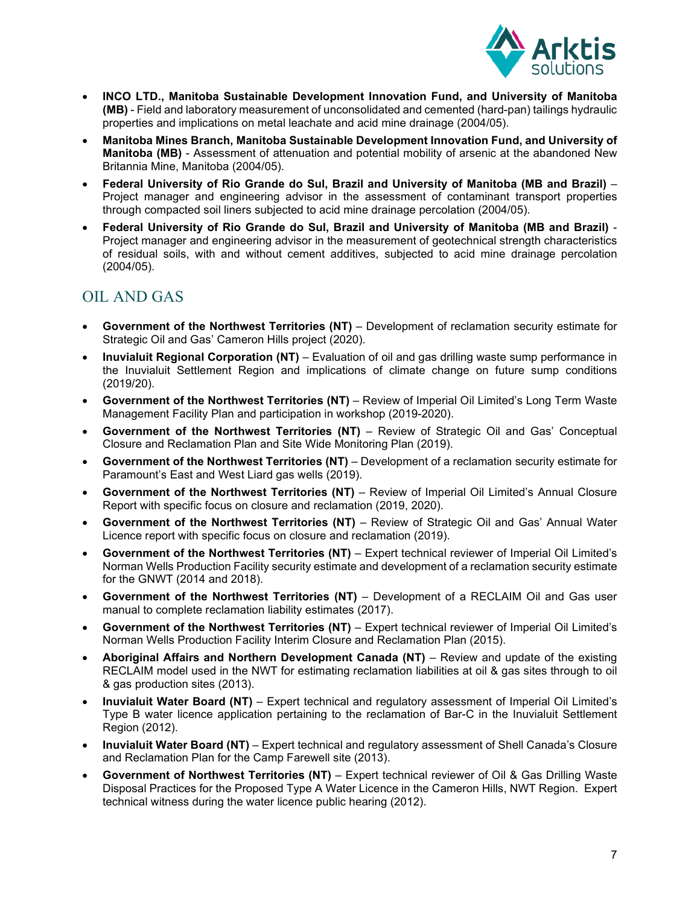- **INCO LTD., Manitoba Sustainable Development Innovation Fund, and University of Manitoba (MB)** - Field and laboratory measurement of unconsolidated and cemented (hard-pan) tailings hydraulic properties and implications on metal leachate and acid mine drainage (2004/05).
- **Manitoba Mines Branch, Manitoba Sustainable Development Innovation Fund, and University of Manitoba (MB)** - Assessment of attenuation and potential mobility of arsenic at the abandoned New Britannia Mine, Manitoba (2004/05).
- **Federal University of Rio Grande do Sul, Brazil and University of Manitoba (MB and Brazil)** – Project manager and engineering advisor in the assessment of contaminant transport properties through compacted soil liners subjected to acid mine drainage percolation (2004/05).
- **Federal University of Rio Grande do Sul, Brazil and University of Manitoba (MB and Brazil)** - Project manager and engineering advisor in the measurement of geotechnical strength characteristics of residual soils, with and without cement additives, subjected to acid mine drainage percolation (2004/05).

## OIL AND GAS

- **Government of the Northwest Territories (NT)** – Development of reclamation security estimate for Strategic Oil and Gas' Cameron Hills project (2020).
- **Inuvialuit Regional Corporation (NT)** – Evaluation of oil and gas drilling waste sump performance in the Inuvialuit Settlement Region and implications of climate change on future sump conditions (2019/20).
- **Government of the Northwest Territories (NT)** – Review of Imperial Oil Limited's Long Term Waste Management Facility Plan and participation in workshop (2019-2020).
- **Government of the Northwest Territories (NT)** – Review of Strategic Oil and Gas' Conceptual Closure and Reclamation Plan and Site Wide Monitoring Plan (2019).
- **Government of the Northwest Territories (NT)** – Development of a reclamation security estimate for Paramount's East and West Liard gas wells (2019).
- **Government of the Northwest Territories (NT)** – Review of Imperial Oil Limited's Annual Closure Report with specific focus on closure and reclamation (2019, 2020).
- **Government of the Northwest Territories (NT)** – Review of Strategic Oil and Gas' Annual Water Licence report with specific focus on closure and reclamation (2019).
- **Government of the Northwest Territories (NT)** – Expert technical reviewer of Imperial Oil Limited's Norman Wells Production Facility security estimate and development of a reclamation security estimate for the GNWT (2014 and 2018).
- **Government of the Northwest Territories (NT)** – Development of a RECLAIM Oil and Gas user manual to complete reclamation liability estimates (2017).
- **Government of the Northwest Territories (NT)** – Expert technical reviewer of Imperial Oil Limited's Norman Wells Production Facility Interim Closure and Reclamation Plan (2015).
- **Aboriginal Affairs and Northern Development Canada (NT)** – Review and update of the existing RECLAIM model used in the NWT for estimating reclamation liabilities at oil & gas sites through to oil & gas production sites (2013).
- **Inuvialuit Water Board (NT)** – Expert technical and regulatory assessment of Imperial Oil Limited's Type B water licence application pertaining to the reclamation of Bar-C in the Inuvialuit Settlement Region (2012).
- **Inuvialuit Water Board (NT)** – Expert technical and regulatory assessment of Shell Canada's Closure and Reclamation Plan for the Camp Farewell site (2013).
- **Government of Northwest Territories (NT)** – Expert technical reviewer of Oil & Gas Drilling Waste Disposal Practices for the Proposed Type A Water Licence in the Cameron Hills, NWT Region. Expert technical witness during the water licence public hearing (2012).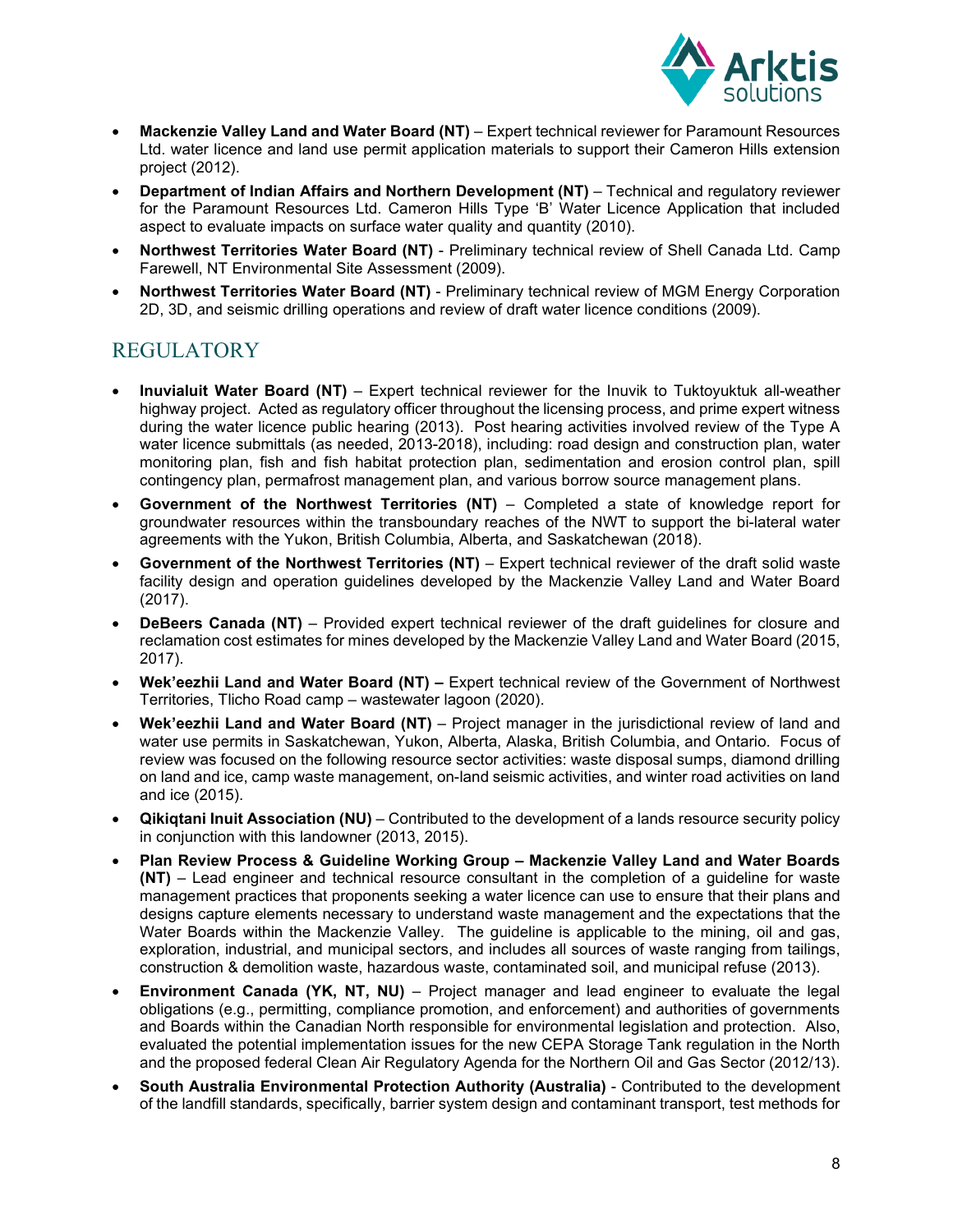- **Mackenzie Valley Land and Water Board (NT)** – Expert technical reviewer for Paramount Resources Ltd. water licence and land use permit application materials to support their Cameron Hills extension project (2012).
- **Department of Indian Affairs and Northern Development (NT)** – Technical and regulatory reviewer for the Paramount Resources Ltd. Cameron Hills Type 'B' Water Licence Application that included aspect to evaluate impacts on surface water quality and quantity (2010).
- **Northwest Territories Water Board (NT)** - Preliminary technical review of Shell Canada Ltd. Camp Farewell, NT Environmental Site Assessment (2009).
- **Northwest Territories Water Board (NT)** - Preliminary technical review of MGM Energy Corporation 2D, 3D, and seismic drilling operations and review of draft water licence conditions (2009).

## REGULATORY

- **Inuvialuit Water Board (NT)** – Expert technical reviewer for the Inuvik to Tuktoyuktuk all-weather highway project. Acted as regulatory officer throughout the licensing process, and prime expert witness during the water licence public hearing (2013). Post hearing activities involved review of the Type A water licence submittals (as needed, 2013-2018), including: road design and construction plan, water monitoring plan, fish and fish habitat protection plan, sedimentation and erosion control plan, spill contingency plan, permafrost management plan, and various borrow source management plans.
- **Government of the Northwest Territories (NT)** – Completed a state of knowledge report for groundwater resources within the transboundary reaches of the NWT to support the bi-lateral water agreements with the Yukon, British Columbia, Alberta, and Saskatchewan (2018).
- **Government of the Northwest Territories (NT)** – Expert technical reviewer of the draft solid waste facility design and operation guidelines developed by the Mackenzie Valley Land and Water Board (2017).
- **DeBeers Canada (NT)** – Provided expert technical reviewer of the draft guidelines for closure and reclamation cost estimates for mines developed by the Mackenzie Valley Land and Water Board (2015, 2017).
- **Wek'eezhii Land and Water Board (NT) –** Expert technical review of the Government of Northwest Territories, Tlicho Road camp – wastewater lagoon (2020).
- **Wek'eezhii Land and Water Board (NT)** – Project manager in the jurisdictional review of land and water use permits in Saskatchewan, Yukon, Alberta, Alaska, British Columbia, and Ontario. Focus of review was focused on the following resource sector activities: waste disposal sumps, diamond drilling on land and ice, camp waste management, on-land seismic activities, and winter road activities on land and ice (2015).
- **Qikiqtani Inuit Association (NU)** – Contributed to the development of a lands resource security policy in conjunction with this landowner (2013, 2015).
- **Plan Review Process & Guideline Working Group – Mackenzie Valley Land and Water Boards (NT)** – Lead engineer and technical resource consultant in the completion of a guideline for waste management practices that proponents seeking a water licence can use to ensure that their plans and designs capture elements necessary to understand waste management and the expectations that the Water Boards within the Mackenzie Valley. The guideline is applicable to the mining, oil and gas, exploration, industrial, and municipal sectors, and includes all sources of waste ranging from tailings, construction & demolition waste, hazardous waste, contaminated soil, and municipal refuse (2013).
- **Environment Canada (YK, NT, NU)** – Project manager and lead engineer to evaluate the legal obligations (e.g., permitting, compliance promotion, and enforcement) and authorities of governments and Boards within the Canadian North responsible for environmental legislation and protection. Also, evaluated the potential implementation issues for the new CEPA Storage Tank regulation in the North and the proposed federal Clean Air Regulatory Agenda for the Northern Oil and Gas Sector (2012/13).
- **South Australia Environmental Protection Authority (Australia)** - Contributed to the development of the landfill standards, specifically, barrier system design and contaminant transport, test methods for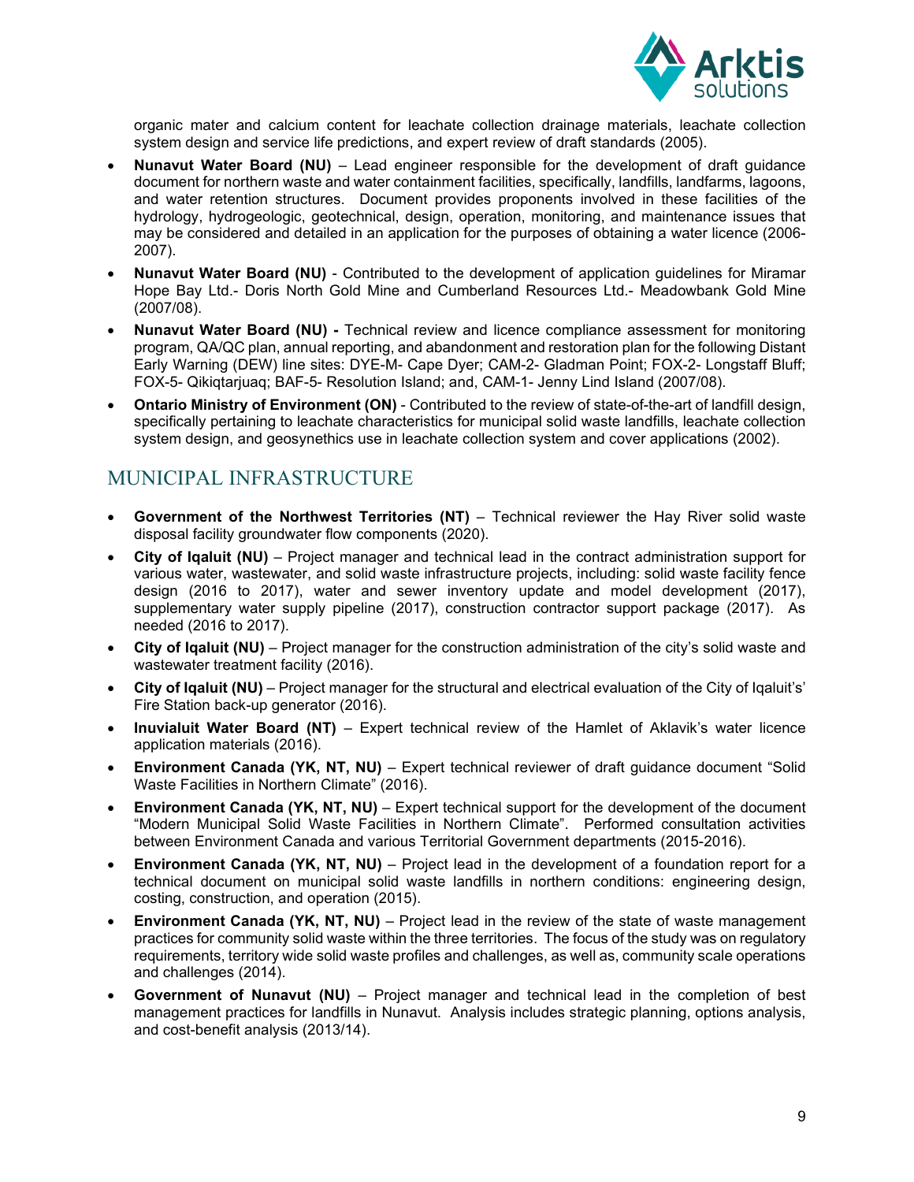organic mater and calcium content for leachate collection drainage materials, leachate collection system design and service life predictions, and expert review of draft standards (2005).

- **Nunavut Water Board (NU)** – Lead engineer responsible for the development of draft guidance document for northern waste and water containment facilities, specifically, landfills, landfarms, lagoons, and water retention structures. Document provides proponents involved in these facilities of the hydrology, hydrogeologic, geotechnical, design, operation, monitoring, and maintenance issues that may be considered and detailed in an application for the purposes of obtaining a water licence (2006-2007).
- **Nunavut Water Board (NU)** - Contributed to the development of application guidelines for Miramar Hope Bay Ltd.- Doris North Gold Mine and Cumberland Resources Ltd.- Meadowbank Gold Mine (2007/08).
- **Nunavut Water Board (NU) -** Technical review and licence compliance assessment for monitoring program, QA/QC plan, annual reporting, and abandonment and restoration plan for the following Distant Early Warning (DEW) line sites: DYE-M- Cape Dyer; CAM-2- Gladman Point; FOX-2- Longstaff Bluff; FOX-5- Qikiqtarjuaq; BAF-5- Resolution Island; and, CAM-1- Jenny Lind Island (2007/08).
- **Ontario Ministry of Environment (ON)** - Contributed to the review of state-of-the-art of landfill design, specifically pertaining to leachate characteristics for municipal solid waste landfills, leachate collection system design, and geosynethics use in leachate collection system and cover applications (2002).

## MUNICIPAL INFRASTRUCTURE

- **Government of the Northwest Territories (NT)** – Technical reviewer the Hay River solid waste disposal facility groundwater flow components (2020).
- **City of Iqaluit (NU)** – Project manager and technical lead in the contract administration support for various water, wastewater, and solid waste infrastructure projects, including: solid waste facility fence design (2016 to 2017), water and sewer inventory update and model development (2017), supplementary water supply pipeline (2017), construction contractor support package (2017). As needed (2016 to 2017).
- **City of Iqaluit (NU)** – Project manager for the construction administration of the city's solid waste and wastewater treatment facility (2016).
- **City of Iqaluit (NU)** – Project manager for the structural and electrical evaluation of the City of Iqaluit's' Fire Station back-up generator (2016).
- **Inuvialuit Water Board (NT)** – Expert technical review of the Hamlet of Aklavik's water licence application materials (2016).
- **Environment Canada (YK, NT, NU)** – Expert technical reviewer of draft guidance document "Solid Waste Facilities in Northern Climate" (2016).
- **Environment Canada (YK, NT, NU)** – Expert technical support for the development of the document "Modern Municipal Solid Waste Facilities in Northern Climate". Performed consultation activities between Environment Canada and various Territorial Government departments (2015-2016).
- **Environment Canada (YK, NT, NU)** – Project lead in the development of a foundation report for a technical document on municipal solid waste landfills in northern conditions: engineering design, costing, construction, and operation (2015).
- **Environment Canada (YK, NT, NU)** – Project lead in the review of the state of waste management practices for community solid waste within the three territories. The focus of the study was on regulatory requirements, territory wide solid waste profiles and challenges, as well as, community scale operations and challenges (2014).
- **Government of Nunavut (NU)** – Project manager and technical lead in the completion of best management practices for landfills in Nunavut. Analysis includes strategic planning, options analysis, and cost-benefit analysis (2013/14).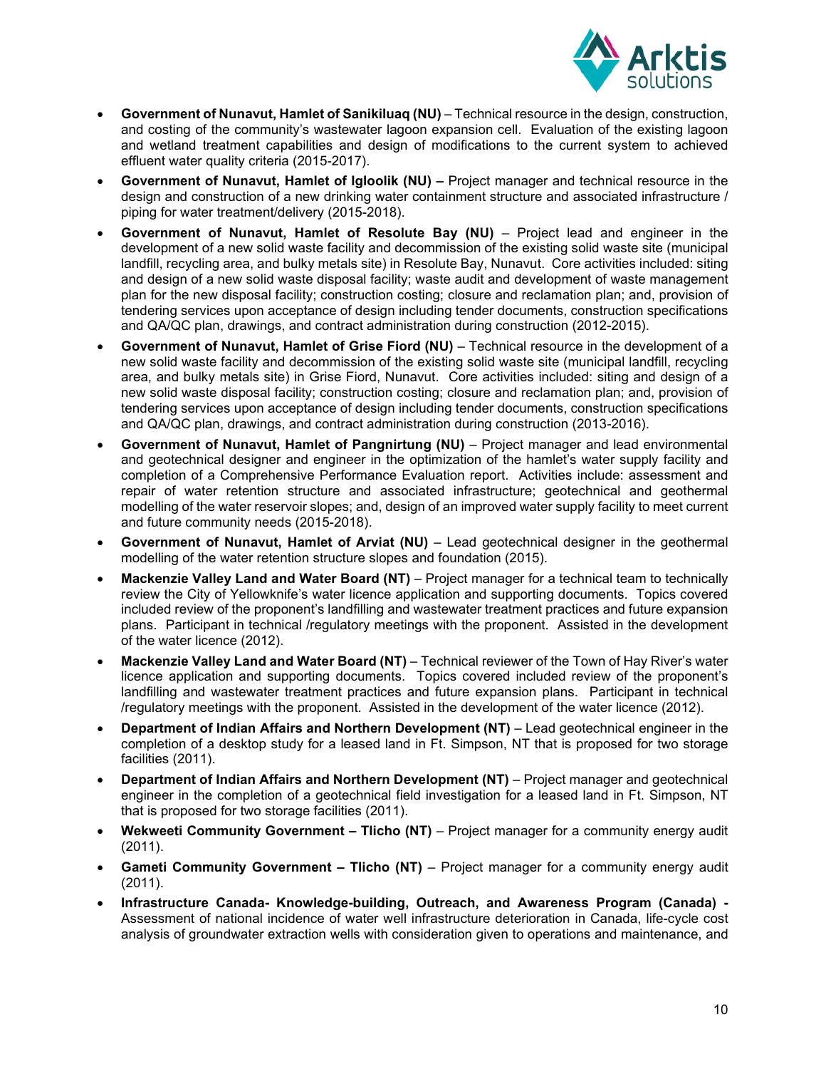- **Government of Nunavut, Hamlet of Sanikiluaq (NU)** – Technical resource in the design, construction, and costing of the community's wastewater lagoon expansion cell. Evaluation of the existing lagoon and wetland treatment capabilities and design of modifications to the current system to achieved effluent water quality criteria (2015-2017).
- **Government of Nunavut, Hamlet of Igloolik (NU) –** Project manager and technical resource in the design and construction of a new drinking water containment structure and associated infrastructure / piping for water treatment/delivery (2015-2018).
- **Government of Nunavut, Hamlet of Resolute Bay (NU)** – Project lead and engineer in the development of a new solid waste facility and decommission of the existing solid waste site (municipal landfill, recycling area, and bulky metals site) in Resolute Bay, Nunavut. Core activities included: siting and design of a new solid waste disposal facility; waste audit and development of waste management plan for the new disposal facility; construction costing; closure and reclamation plan; and, provision of tendering services upon acceptance of design including tender documents, construction specifications and QA/QC plan, drawings, and contract administration during construction (2012-2015).
- **Government of Nunavut, Hamlet of Grise Fiord (NU)** – Technical resource in the development of a new solid waste facility and decommission of the existing solid waste site (municipal landfill, recycling area, and bulky metals site) in Grise Fiord, Nunavut. Core activities included: siting and design of a new solid waste disposal facility; construction costing; closure and reclamation plan; and, provision of tendering services upon acceptance of design including tender documents, construction specifications and QA/QC plan, drawings, and contract administration during construction (2013-2016).
- **Government of Nunavut, Hamlet of Pangnirtung (NU)** – Project manager and lead environmental and geotechnical designer and engineer in the optimization of the hamlet's water supply facility and completion of a Comprehensive Performance Evaluation report. Activities include: assessment and repair of water retention structure and associated infrastructure; geotechnical and geothermal modelling of the water reservoir slopes; and, design of an improved water supply facility to meet current and future community needs (2015-2018).
- **Government of Nunavut, Hamlet of Arviat (NU)** – Lead geotechnical designer in the geothermal modelling of the water retention structure slopes and foundation (2015).
- **Mackenzie Valley Land and Water Board (NT)** – Project manager for a technical team to technically review the City of Yellowknife's water licence application and supporting documents. Topics covered included review of the proponent's landfilling and wastewater treatment practices and future expansion plans. Participant in technical /regulatory meetings with the proponent. Assisted in the development of the water licence (2012).
- **Mackenzie Valley Land and Water Board (NT)** – Technical reviewer of the Town of Hay River's water licence application and supporting documents. Topics covered included review of the proponent's landfilling and wastewater treatment practices and future expansion plans. Participant in technical /regulatory meetings with the proponent. Assisted in the development of the water licence (2012).
- **Department of Indian Affairs and Northern Development (NT)** – Lead geotechnical engineer in the completion of a desktop study for a leased land in Ft. Simpson, NT that is proposed for two storage facilities (2011).
- **Department of Indian Affairs and Northern Development (NT)** – Project manager and geotechnical engineer in the completion of a geotechnical field investigation for a leased land in Ft. Simpson, NT that is proposed for two storage facilities (2011).
- **Wekweeti Community Government – Tlicho (NT)** – Project manager for a community energy audit (2011).
- **Gameti Community Government – Tlicho (NT)** – Project manager for a community energy audit (2011).
- **Infrastructure Canada- Knowledge-building, Outreach, and Awareness Program (Canada) -** Assessment of national incidence of water well infrastructure deterioration in Canada, life-cycle cost analysis of groundwater extraction wells with consideration given to operations and maintenance, and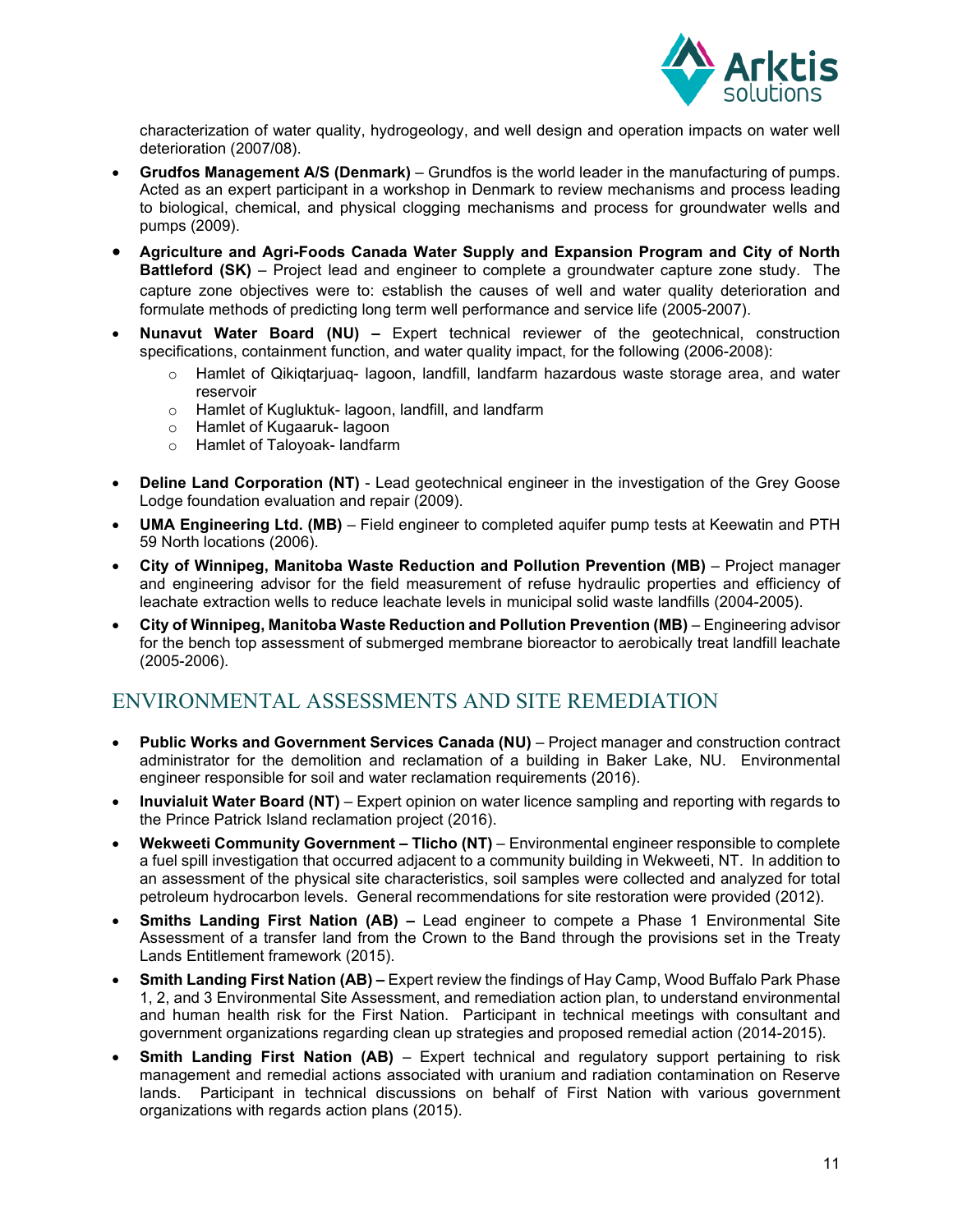characterization of water quality, hydrogeology, and well design and operation impacts on water well deterioration (2007/08).

- **Grudfos Management A/S (Denmark)** – Grundfos is the world leader in the manufacturing of pumps. Acted as an expert participant in a workshop in Denmark to review mechanisms and process leading to biological, chemical, and physical clogging mechanisms and process for groundwater wells and pumps (2009).
- **Agriculture and Agri-Foods Canada Water Supply and Expansion Program and City of North Battleford (SK)** – Project lead and engineer to complete a groundwater capture zone study. The capture zone objectives were to: establish the causes of well and water quality deterioration and formulate methods of predicting long term well performance and service life (2005-2007).
- **Nunavut Water Board (NU) –** Expert technical reviewer of the geotechnical, construction specifications, containment function, and water quality impact, for the following (2006-2008):
  - Hamlet of Qikiqtarjuaq- lagoon, landfill, landfarm hazardous waste storage area, and water reservoir
  - Hamlet of Kugluktuk- lagoon, landfill, and landfarm
  - Hamlet of Kugaaruk- lagoon
  - Hamlet of Taloyoak- landfarm
- **Deline Land Corporation (NT)** - Lead geotechnical engineer in the investigation of the Grey Goose Lodge foundation evaluation and repair (2009).
- **UMA Engineering Ltd. (MB)** – Field engineer to completed aquifer pump tests at Keewatin and PTH 59 North locations (2006).
- **City of Winnipeg, Manitoba Waste Reduction and Pollution Prevention (MB)** – Project manager and engineering advisor for the field measurement of refuse hydraulic properties and efficiency of leachate extraction wells to reduce leachate levels in municipal solid waste landfills (2004-2005).
- **City of Winnipeg, Manitoba Waste Reduction and Pollution Prevention (MB)** – Engineering advisor for the bench top assessment of submerged membrane bioreactor to aerobically treat landfill leachate (2005-2006).

## ENVIRONMENTAL ASSESSMENTS AND SITE REMEDIATION

- **Public Works and Government Services Canada (NU)** – Project manager and construction contract administrator for the demolition and reclamation of a building in Baker Lake, NU. Environmental engineer responsible for soil and water reclamation requirements (2016).
- **Inuvialuit Water Board (NT)** – Expert opinion on water licence sampling and reporting with regards to the Prince Patrick Island reclamation project (2016).
- **Wekweeti Community Government – Tlicho (NT)** – Environmental engineer responsible to complete a fuel spill investigation that occurred adjacent to a community building in Wekweeti, NT. In addition to an assessment of the physical site characteristics, soil samples were collected and analyzed for total petroleum hydrocarbon levels. General recommendations for site restoration were provided (2012).
- **Smiths Landing First Nation (AB) –** Lead engineer to compete a Phase 1 Environmental Site Assessment of a transfer land from the Crown to the Band through the provisions set in the Treaty Lands Entitlement framework (2015).
- **Smith Landing First Nation (AB) –** Expert review the findings of Hay Camp, Wood Buffalo Park Phase 1, 2, and 3 Environmental Site Assessment, and remediation action plan, to understand environmental and human health risk for the First Nation. Participant in technical meetings with consultant and government organizations regarding clean up strategies and proposed remedial action (2014-2015).
- **Smith Landing First Nation (AB)** – Expert technical and regulatory support pertaining to risk management and remedial actions associated with uranium and radiation contamination on Reserve lands. Participant in technical discussions on behalf of First Nation with various government organizations with regards action plans (2015).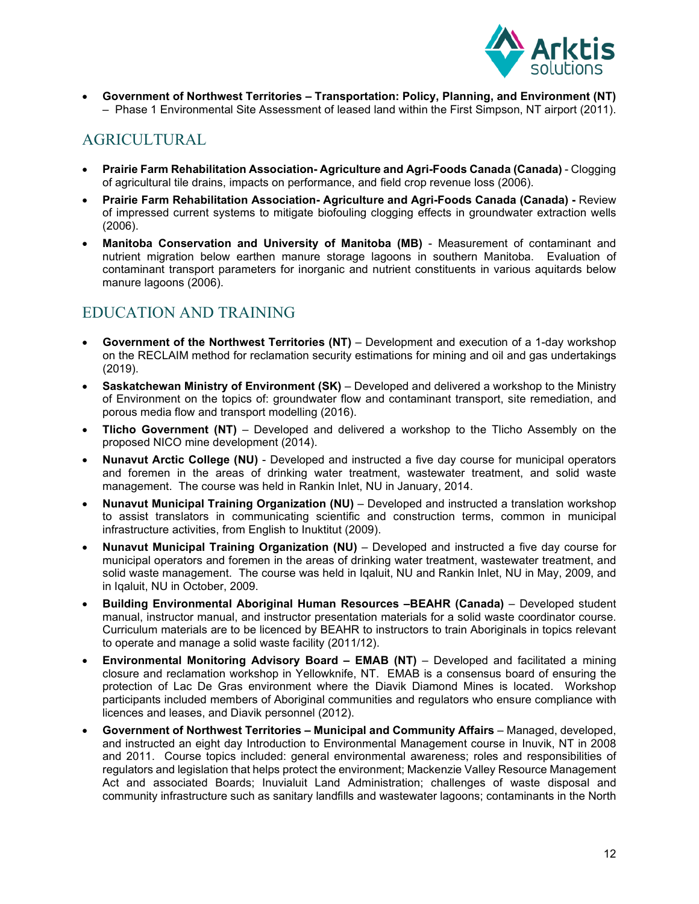- **Government of Northwest Territories – Transportation: Policy, Planning, and Environment (NT)** – Phase 1 Environmental Site Assessment of leased land within the First Simpson, NT airport (2011).

## AGRICULTURAL

- **Prairie Farm Rehabilitation Association- Agriculture and Agri-Foods Canada (Canada)** - Clogging of agricultural tile drains, impacts on performance, and field crop revenue loss (2006).
- **Prairie Farm Rehabilitation Association- Agriculture and Agri-Foods Canada (Canada) -** Review of impressed current systems to mitigate biofouling clogging effects in groundwater extraction wells (2006).
- **Manitoba Conservation and University of Manitoba (MB)** - Measurement of contaminant and nutrient migration below earthen manure storage lagoons in southern Manitoba. Evaluation of contaminant transport parameters for inorganic and nutrient constituents in various aquitards below manure lagoons (2006).

## EDUCATION AND TRAINING

- **Government of the Northwest Territories (NT)** – Development and execution of a 1-day workshop on the RECLAIM method for reclamation security estimations for mining and oil and gas undertakings (2019).
- **Saskatchewan Ministry of Environment (SK)** – Developed and delivered a workshop to the Ministry of Environment on the topics of: groundwater flow and contaminant transport, site remediation, and porous media flow and transport modelling (2016).
- **Tlicho Government (NT)** – Developed and delivered a workshop to the Tlicho Assembly on the proposed NICO mine development (2014).
- **Nunavut Arctic College (NU)** - Developed and instructed a five day course for municipal operators and foremen in the areas of drinking water treatment, wastewater treatment, and solid waste management. The course was held in Rankin Inlet, NU in January, 2014.
- **Nunavut Municipal Training Organization (NU)** – Developed and instructed a translation workshop to assist translators in communicating scientific and construction terms, common in municipal infrastructure activities, from English to Inuktitut (2009).
- **Nunavut Municipal Training Organization (NU)** – Developed and instructed a five day course for municipal operators and foremen in the areas of drinking water treatment, wastewater treatment, and solid waste management. The course was held in Iqaluit, NU and Rankin Inlet, NU in May, 2009, and in Iqaluit, NU in October, 2009.
- **Building Environmental Aboriginal Human Resources –BEAHR (Canada)** – Developed student manual, instructor manual, and instructor presentation materials for a solid waste coordinator course. Curriculum materials are to be licenced by BEAHR to instructors to train Aboriginals in topics relevant to operate and manage a solid waste facility (2011/12).
- **Environmental Monitoring Advisory Board – EMAB (NT)** – Developed and facilitated a mining closure and reclamation workshop in Yellowknife, NT. EMAB is a consensus board of ensuring the protection of Lac De Gras environment where the Diavik Diamond Mines is located. Workshop participants included members of Aboriginal communities and regulators who ensure compliance with licences and leases, and Diavik personnel (2012).
- **Government of Northwest Territories – Municipal and Community Affairs** – Managed, developed, and instructed an eight day Introduction to Environmental Management course in Inuvik, NT in 2008 and 2011. Course topics included: general environmental awareness; roles and responsibilities of regulators and legislation that helps protect the environment; Mackenzie Valley Resource Management Act and associated Boards; Inuvialuit Land Administration; challenges of waste disposal and community infrastructure such as sanitary landfills and wastewater lagoons; contaminants in the North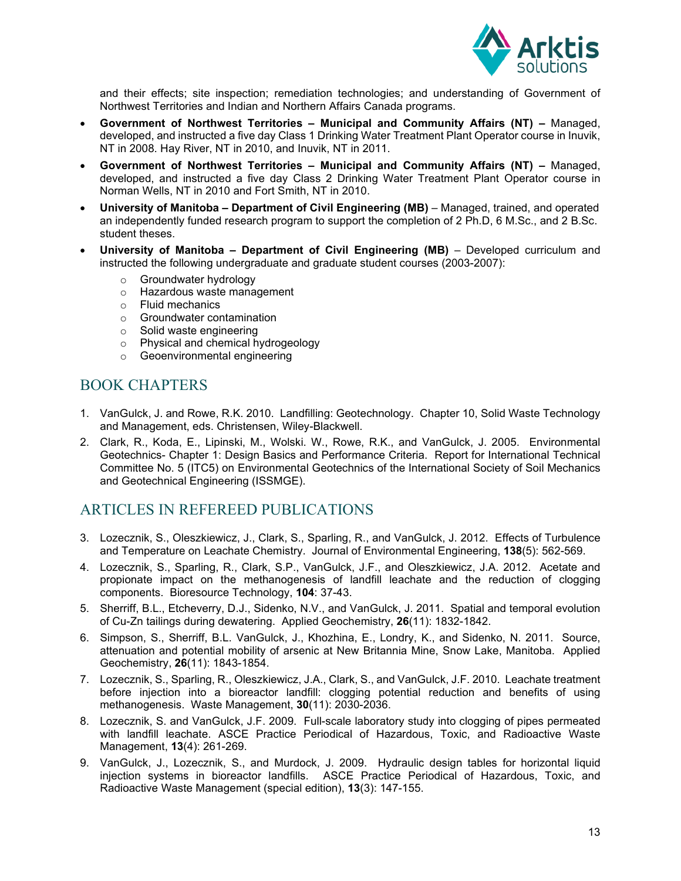and their effects; site inspection; remediation technologies; and understanding of Government of Northwest Territories and Indian and Northern Affairs Canada programs.

- **Government of Northwest Territories – Municipal and Community Affairs (NT) –** Managed, developed, and instructed a five day Class 1 Drinking Water Treatment Plant Operator course in Inuvik, NT in 2008. Hay River, NT in 2010, and Inuvik, NT in 2011.
- **Government of Northwest Territories – Municipal and Community Affairs (NT) –** Managed, developed, and instructed a five day Class 2 Drinking Water Treatment Plant Operator course in Norman Wells, NT in 2010 and Fort Smith, NT in 2010.
- **University of Manitoba – Department of Civil Engineering (MB)** – Managed, trained, and operated an independently funded research program to support the completion of 2 Ph.D, 6 M.Sc., and 2 B.Sc. student theses.
- **University of Manitoba – Department of Civil Engineering (MB)** – Developed curriculum and instructed the following undergraduate and graduate student courses (2003-2007):
    - Groundwater hydrology
    - Hazardous waste management
    - Fluid mechanics
    - Groundwater contamination
    - Solid waste engineering
    - Physical and chemical hydrogeology
    - Geoenvironmental engineering

## BOOK CHAPTERS

1. VanGulck, J. and Rowe, R.K. 2010. Landfilling: Geotechnology. Chapter 10, Solid Waste Technology and Management, eds. Christensen, Wiley-Blackwell.
2. Clark, R., Koda, E., Lipinski, M., Wolski. W., Rowe, R.K., and VanGulck, J. 2005. Environmental Geotechnics- Chapter 1: Design Basics and Performance Criteria. Report for International Technical Committee No. 5 (ITC5) on Environmental Geotechnics of the International Society of Soil Mechanics and Geotechnical Engineering (ISSMGE).

## ARTICLES IN REFEREED PUBLICATIONS

3. Lozecznik, S., Oleszkiewicz, J., Clark, S., Sparling, R., and VanGulck, J. 2012. Effects of Turbulence and Temperature on Leachate Chemistry. Journal of Environmental Engineering, **138**(5): 562-569.
4. Lozecznik, S., Sparling, R., Clark, S.P., VanGulck, J.F., and Oleszkiewicz, J.A. 2012. Acetate and propionate impact on the methanogenesis of landfill leachate and the reduction of clogging components. Bioresource Technology, **104**: 37-43.
5. Sherriff, B.L., Etcheverry, D.J., Sidenko, N.V., and VanGulck, J. 2011. Spatial and temporal evolution of Cu-Zn tailings during dewatering. Applied Geochemistry, **26**(11): 1832-1842.
6. Simpson, S., Sherriff, B.L. VanGulck, J., Khozhina, E., Londry, K., and Sidenko, N. 2011. Source, attenuation and potential mobility of arsenic at New Britannia Mine, Snow Lake, Manitoba. Applied Geochemistry, **26**(11): 1843-1854.
7. Lozecznik, S., Sparling, R., Oleszkiewicz, J.A., Clark, S., and VanGulck, J.F. 2010. Leachate treatment before injection into a bioreactor landfill: clogging potential reduction and benefits of using methanogenesis. Waste Management, **30**(11): 2030-2036.
8. Lozecznik, S. and VanGulck, J.F. 2009. Full-scale laboratory study into clogging of pipes permeated with landfill leachate. ASCE Practice Periodical of Hazardous, Toxic, and Radioactive Waste Management, **13**(4): 261-269.
9. VanGulck, J., Lozecznik, S., and Murdock, J. 2009. Hydraulic design tables for horizontal liquid injection systems in bioreactor landfills. ASCE Practice Periodical of Hazardous, Toxic, and Radioactive Waste Management (special edition), **13**(3): 147-155.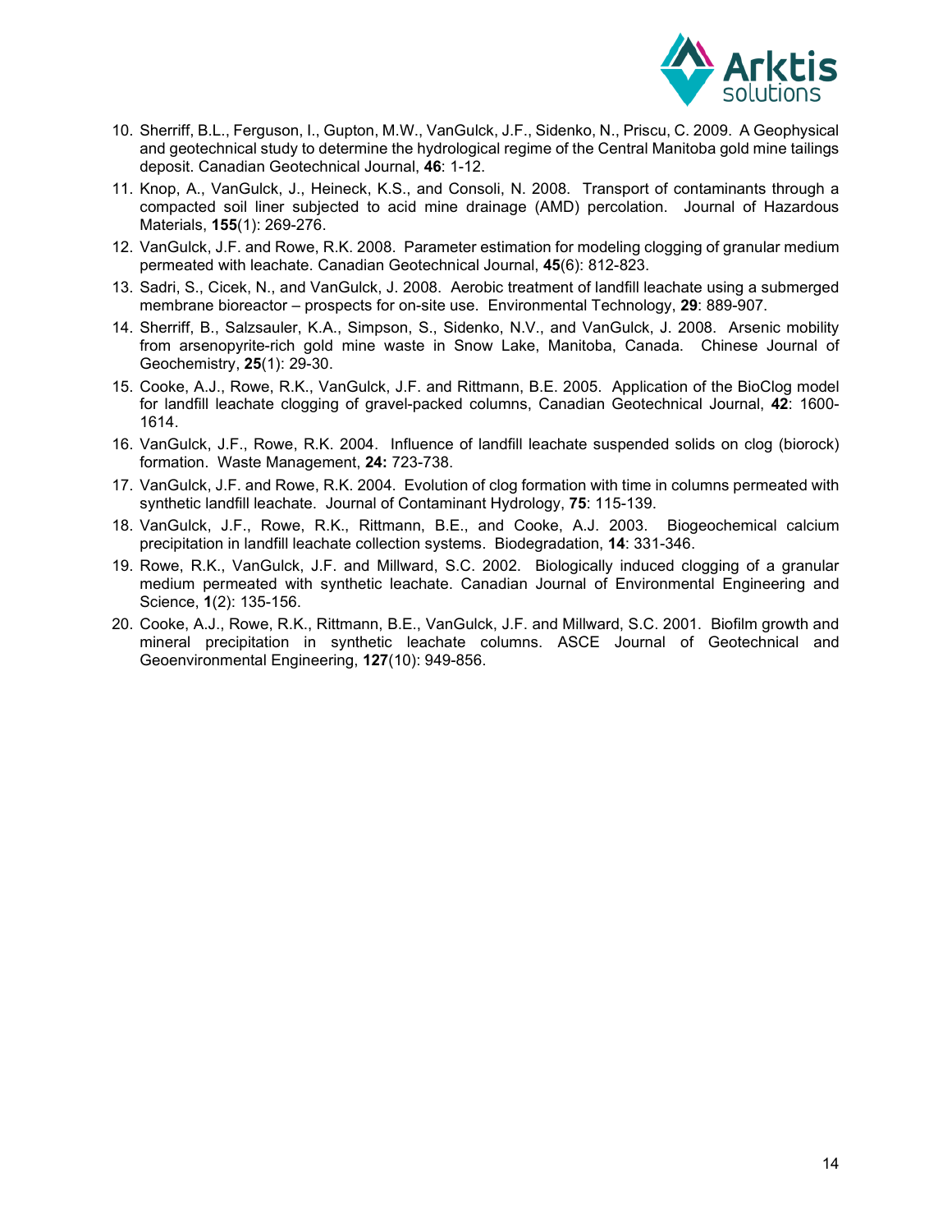10. Sherriff, B.L., Ferguson, I., Gupton, M.W., VanGulck, J.F., Sidenko, N., Priscu, C. 2009. A Geophysical and geotechnical study to determine the hydrological regime of the Central Manitoba gold mine tailings deposit. Canadian Geotechnical Journal, **46**: 1-12.
11. Knop, A., VanGulck, J., Heineck, K.S., and Consoli, N. 2008. Transport of contaminants through a compacted soil liner subjected to acid mine drainage (AMD) percolation. Journal of Hazardous Materials, **155**(1): 269-276.
12. VanGulck, J.F. and Rowe, R.K. 2008. Parameter estimation for modeling clogging of granular medium permeated with leachate. Canadian Geotechnical Journal, **45**(6): 812-823.
13. Sadri, S., Cicek, N., and VanGulck, J. 2008. Aerobic treatment of landfill leachate using a submerged membrane bioreactor – prospects for on-site use. Environmental Technology, **29**: 889-907.
14. Sherriff, B., Salzsauler, K.A., Simpson, S., Sidenko, N.V., and VanGulck, J. 2008. Arsenic mobility from arsenopyrite-rich gold mine waste in Snow Lake, Manitoba, Canada. Chinese Journal of Geochemistry, **25**(1): 29-30.
15. Cooke, A.J., Rowe, R.K., VanGulck, J.F. and Rittmann, B.E. 2005. Application of the BioClog model for landfill leachate clogging of gravel-packed columns, Canadian Geotechnical Journal, **42**: 1600-1614.
16. VanGulck, J.F., Rowe, R.K. 2004. Influence of landfill leachate suspended solids on clog (biorock) formation. Waste Management, **24:** 723-738.
17. VanGulck, J.F. and Rowe, R.K. 2004. Evolution of clog formation with time in columns permeated with synthetic landfill leachate. Journal of Contaminant Hydrology, **75**: 115-139.
18. VanGulck, J.F., Rowe, R.K., Rittmann, B.E., and Cooke, A.J. 2003. Biogeochemical calcium precipitation in landfill leachate collection systems. Biodegradation, **14**: 331-346.
19. Rowe, R.K., VanGulck, J.F. and Millward, S.C. 2002. Biologically induced clogging of a granular medium permeated with synthetic leachate. Canadian Journal of Environmental Engineering and Science, **1**(2): 135-156.
20. Cooke, A.J., Rowe, R.K., Rittmann, B.E., VanGulck, J.F. and Millward, S.C. 2001. Biofilm growth and mineral precipitation in synthetic leachate columns. ASCE Journal of Geotechnical and Geoenvironmental Engineering, **127**(10): 949-856.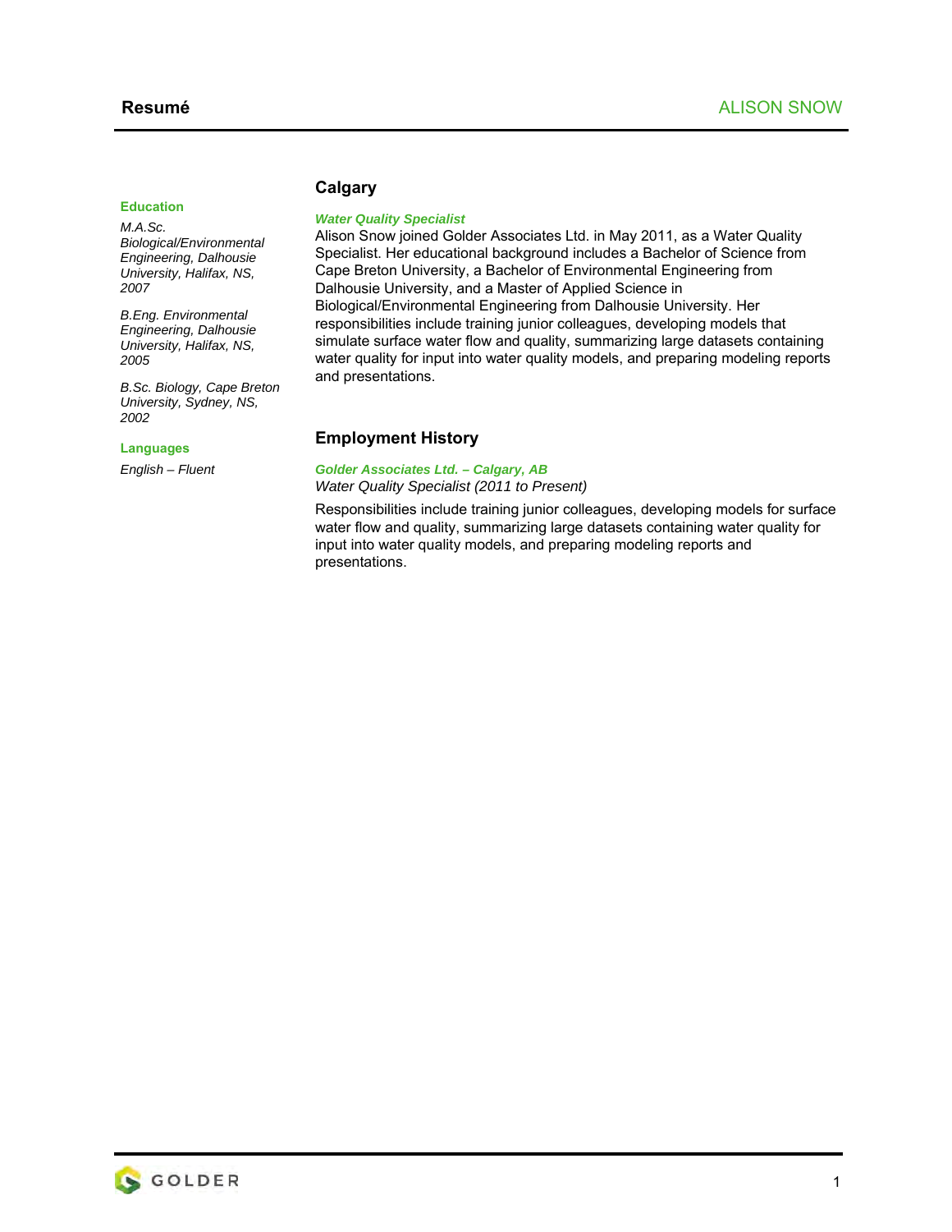## Resumé

## ALISON SNOW

### Education

*M.A.Sc. Biological/Environmental Engineering, Dalhousie University, Halifax, NS, 2007*

*B.Eng. Environmental Engineering, Dalhousie University, Halifax, NS, 2005*

*B.Sc. Biology, Cape Breton University, Sydney, NS, 2002*

### Languages

*English – Fluent*

## Calgary

***Water Quality Specialist***

Alison Snow joined Golder Associates Ltd. in May 2011, as a Water Quality Specialist. Her educational background includes a Bachelor of Science from Cape Breton University, a Bachelor of Environmental Engineering from Dalhousie University, and a Master of Applied Science in Biological/Environmental Engineering from Dalhousie University. Her responsibilities include training junior colleagues, developing models that simulate surface water flow and quality, summarizing large datasets containing water quality for input into water quality models, and preparing modeling reports and presentations.

## Employment History

***Golder Associates Ltd. – Calgary, AB***

*Water Quality Specialist (2011 to Present)*

Responsibilities include training junior colleagues, developing models for surface water flow and quality, summarizing large datasets containing water quality for input into water quality models, and preparing modeling reports and presentations.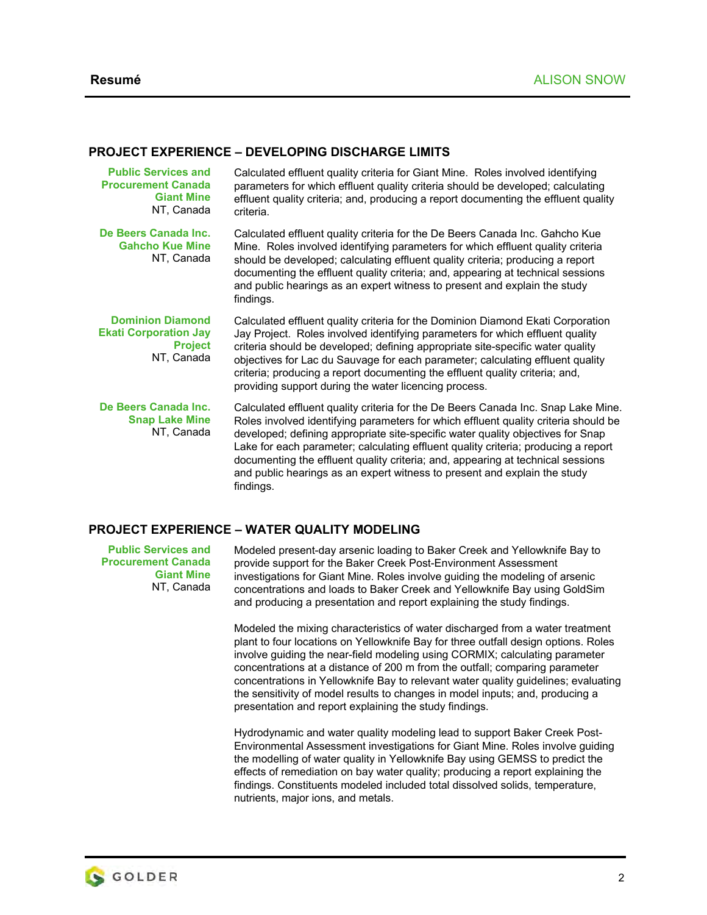## PROJECT EXPERIENCE – DEVELOPING DISCHARGE LIMITS

**Public Services and Procurement Canada Giant Mine**
NT, Canada

Calculated effluent quality criteria for Giant Mine. Roles involved identifying parameters for which effluent quality criteria should be developed; calculating effluent quality criteria; and, producing a report documenting the effluent quality criteria.

**De Beers Canada Inc. Gahcho Kue Mine**
NT, Canada

Calculated effluent quality criteria for the De Beers Canada Inc. Gahcho Kue Mine. Roles involved identifying parameters for which effluent quality criteria should be developed; calculating effluent quality criteria; producing a report documenting the effluent quality criteria; and, appearing at technical sessions and public hearings as an expert witness to present and explain the study findings.

**Dominion Diamond Ekati Corporation Jay Project**
NT, Canada

Calculated effluent quality criteria for the Dominion Diamond Ekati Corporation Jay Project. Roles involved identifying parameters for which effluent quality criteria should be developed; defining appropriate site-specific water quality objectives for Lac du Sauvage for each parameter; calculating effluent quality criteria; producing a report documenting the effluent quality criteria; and, providing support during the water licencing process.

**De Beers Canada Inc. Snap Lake Mine**
NT, Canada

Calculated effluent quality criteria for the De Beers Canada Inc. Snap Lake Mine. Roles involved identifying parameters for which effluent quality criteria should be developed; defining appropriate site-specific water quality objectives for Snap Lake for each parameter; calculating effluent quality criteria; producing a report documenting the effluent quality criteria; and, appearing at technical sessions and public hearings as an expert witness to present and explain the study findings.

## PROJECT EXPERIENCE – WATER QUALITY MODELING

**Public Services and Procurement Canada Giant Mine**
NT, Canada

Modeled present-day arsenic loading to Baker Creek and Yellowknife Bay to provide support for the Baker Creek Post-Environment Assessment investigations for Giant Mine. Roles involve guiding the modeling of arsenic concentrations and loads to Baker Creek and Yellowknife Bay using GoldSim and producing a presentation and report explaining the study findings.

Modeled the mixing characteristics of water discharged from a water treatment plant to four locations on Yellowknife Bay for three outfall design options. Roles involve guiding the near-field modeling using CORMIX; calculating parameter concentrations at a distance of 200 m from the outfall; comparing parameter concentrations in Yellowknife Bay to relevant water quality guidelines; evaluating the sensitivity of model results to changes in model inputs; and, producing a presentation and report explaining the study findings.

Hydrodynamic and water quality modeling lead to support Baker Creek Post-Environmental Assessment investigations for Giant Mine. Roles involve guiding the modelling of water quality in Yellowknife Bay using GEMSS to predict the effects of remediation on bay water quality; producing a report explaining the findings. Constituents modeled included total dissolved solids, temperature, nutrients, major ions, and metals.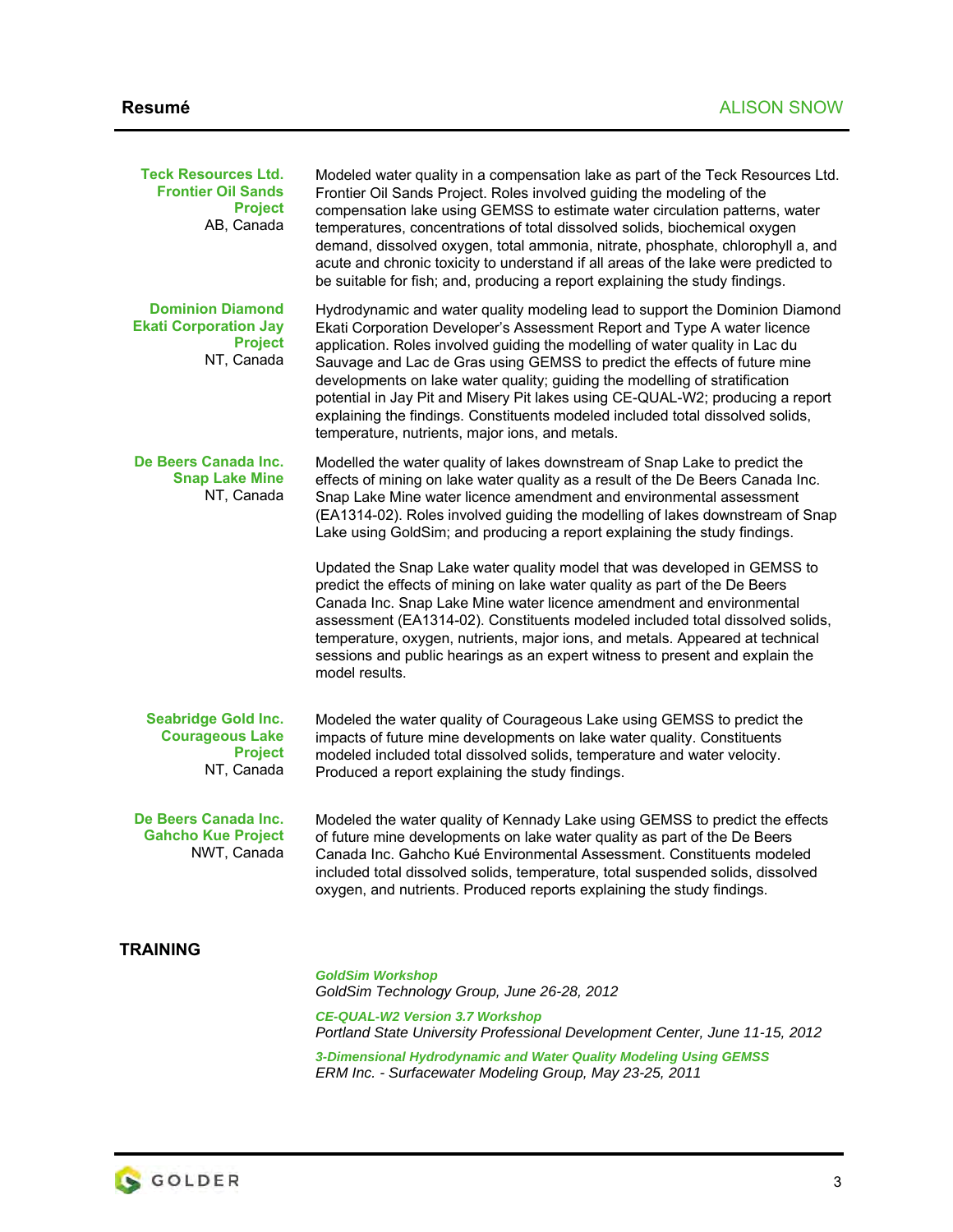**Teck Resources Ltd. Frontier Oil Sands Project**
AB, Canada

Modeled water quality in a compensation lake as part of the Teck Resources Ltd. Frontier Oil Sands Project. Roles involved guiding the modeling of the compensation lake using GEMSS to estimate water circulation patterns, water temperatures, concentrations of total dissolved solids, biochemical oxygen demand, dissolved oxygen, total ammonia, nitrate, phosphate, chlorophyll a, and acute and chronic toxicity to understand if all areas of the lake were predicted to be suitable for fish; and, producing a report explaining the study findings.

**Dominion Diamond Ekati Corporation Jay Project**
NT, Canada

Hydrodynamic and water quality modeling lead to support the Dominion Diamond Ekati Corporation Developer's Assessment Report and Type A water licence application. Roles involved guiding the modelling of water quality in Lac du Sauvage and Lac de Gras using GEMSS to predict the effects of future mine developments on lake water quality; guiding the modelling of stratification potential in Jay Pit and Misery Pit lakes using CE-QUAL-W2; producing a report explaining the findings. Constituents modeled included total dissolved solids, temperature, nutrients, major ions, and metals.

**De Beers Canada Inc. Snap Lake Mine**
NT, Canada

Modelled the water quality of lakes downstream of Snap Lake to predict the effects of mining on lake water quality as a result of the De Beers Canada Inc. Snap Lake Mine water licence amendment and environmental assessment (EA1314-02). Roles involved guiding the modelling of lakes downstream of Snap Lake using GoldSim; and producing a report explaining the study findings.

Updated the Snap Lake water quality model that was developed in GEMSS to predict the effects of mining on lake water quality as part of the De Beers Canada Inc. Snap Lake Mine water licence amendment and environmental assessment (EA1314-02). Constituents modeled included total dissolved solids, temperature, oxygen, nutrients, major ions, and metals. Appeared at technical sessions and public hearings as an expert witness to present and explain the model results.

**Seabridge Gold Inc. Courageous Lake Project**
NT, Canada

Modeled the water quality of Courageous Lake using GEMSS to predict the impacts of future mine developments on lake water quality. Constituents modeled included total dissolved solids, temperature and water velocity. Produced a report explaining the study findings.

**De Beers Canada Inc. Gahcho Kue Project**
NWT, Canada

Modeled the water quality of Kennady Lake using GEMSS to predict the effects of future mine developments on lake water quality as part of the De Beers Canada Inc. Gahcho Kué Environmental Assessment. Constituents modeled included total dissolved solids, temperature, total suspended solids, dissolved oxygen, and nutrients. Produced reports explaining the study findings.

## TRAINING

***GoldSim Workshop***
*GoldSim Technology Group, June 26-28, 2012*

***CE-QUAL-W2 Version 3.7 Workshop***
*Portland State University Professional Development Center, June 11-15, 2012*

***3-Dimensional Hydrodynamic and Water Quality Modeling Using GEMSS***
*ERM Inc. - Surfacewater Modeling Group, May 23-25, 2011*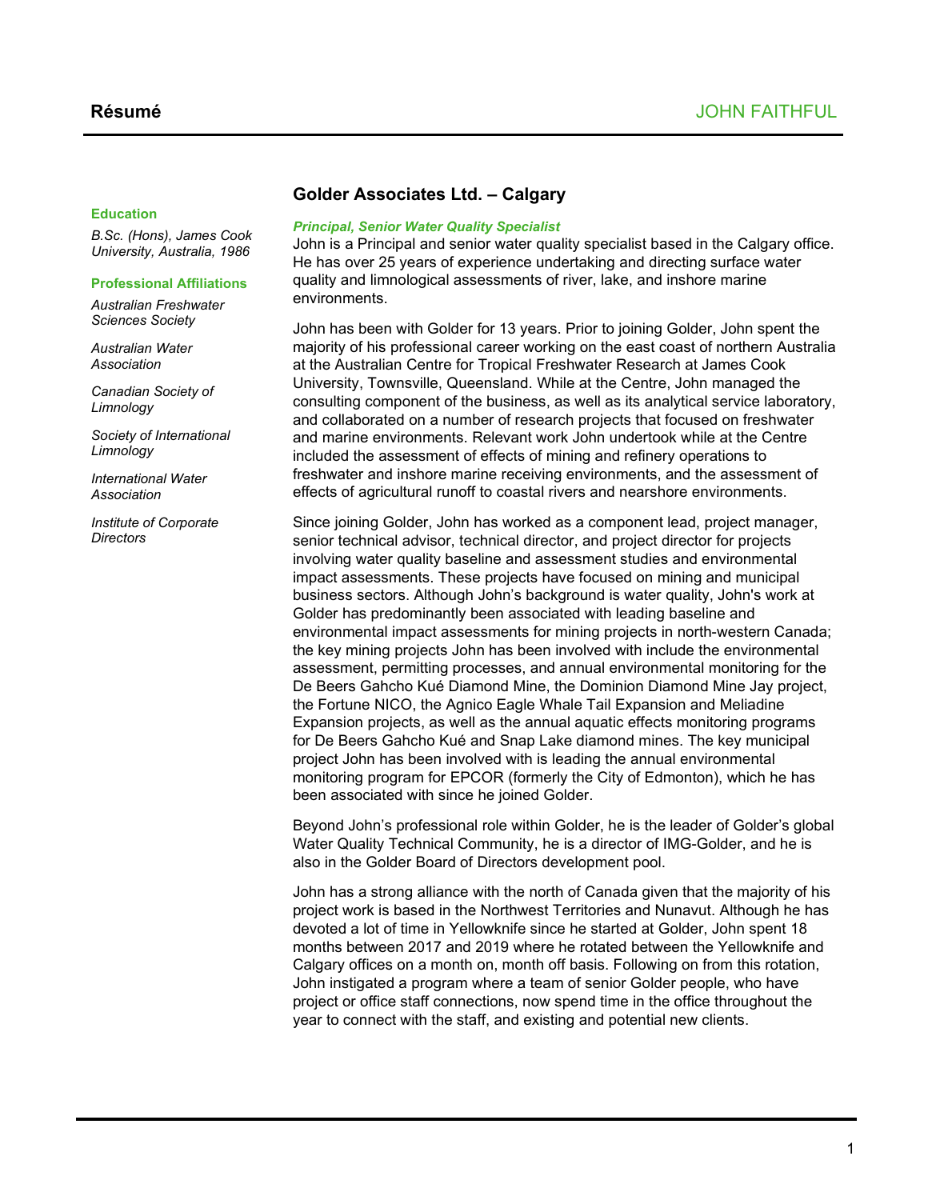# Résumé

## JOHN FAITHFUL

**Education**

*B.Sc. (Hons), James Cook University, Australia, 1986*

**Professional Affiliations**

*Australian Freshwater Sciences Society*

*Australian Water Association*

*Canadian Society of Limnology*

*Society of International Limnology*

*International Water Association*

*Institute of Corporate Directors*

## Golder Associates Ltd. – Calgary

***Principal, Senior Water Quality Specialist***

John is a Principal and senior water quality specialist based in the Calgary office. He has over 25 years of experience undertaking and directing surface water quality and limnological assessments of river, lake, and inshore marine environments.

John has been with Golder for 13 years. Prior to joining Golder, John spent the majority of his professional career working on the east coast of northern Australia at the Australian Centre for Tropical Freshwater Research at James Cook University, Townsville, Queensland. While at the Centre, John managed the consulting component of the business, as well as its analytical service laboratory, and collaborated on a number of research projects that focused on freshwater and marine environments. Relevant work John undertook while at the Centre included the assessment of effects of mining and refinery operations to freshwater and inshore marine receiving environments, and the assessment of effects of agricultural runoff to coastal rivers and nearshore environments.

Since joining Golder, John has worked as a component lead, project manager, senior technical advisor, technical director, and project director for projects involving water quality baseline and assessment studies and environmental impact assessments. These projects have focused on mining and municipal business sectors. Although John's background is water quality, John's work at Golder has predominantly been associated with leading baseline and environmental impact assessments for mining projects in north-western Canada; the key mining projects John has been involved with include the environmental assessment, permitting processes, and annual environmental monitoring for the De Beers Gahcho Kué Diamond Mine, the Dominion Diamond Mine Jay project, the Fortune NICO, the Agnico Eagle Whale Tail Expansion and Meliadine Expansion projects, as well as the annual aquatic effects monitoring programs for De Beers Gahcho Kué and Snap Lake diamond mines. The key municipal project John has been involved with is leading the annual environmental monitoring program for EPCOR (formerly the City of Edmonton), which he has been associated with since he joined Golder.

Beyond John's professional role within Golder, he is the leader of Golder's global Water Quality Technical Community, he is a director of IMG-Golder, and he is also in the Golder Board of Directors development pool.

John has a strong alliance with the north of Canada given that the majority of his project work is based in the Northwest Territories and Nunavut. Although he has devoted a lot of time in Yellowknife since he started at Golder, John spent 18 months between 2017 and 2019 where he rotated between the Yellowknife and Calgary offices on a month on, month off basis. Following on from this rotation, John instigated a program where a team of senior Golder people, who have project or office staff connections, now spend time in the office throughout the year to connect with the staff, and existing and potential new clients.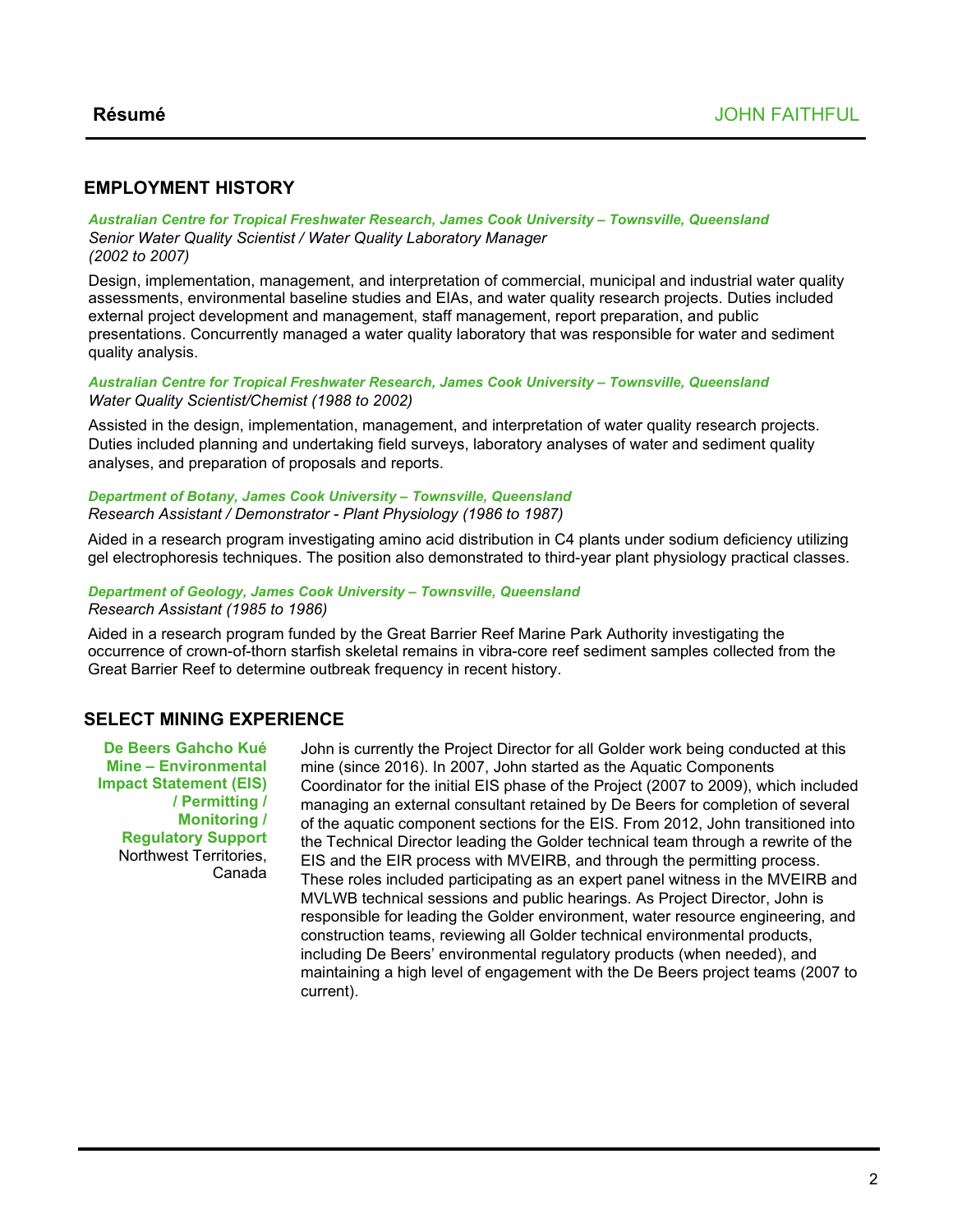## EMPLOYMENT HISTORY

***Australian Centre for Tropical Freshwater Research, James Cook University – Townsville, Queensland***
*Senior Water Quality Scientist / Water Quality Laboratory Manager*
*(2002 to 2007)*

Design, implementation, management, and interpretation of commercial, municipal and industrial water quality assessments, environmental baseline studies and EIAs, and water quality research projects. Duties included external project development and management, staff management, report preparation, and public presentations. Concurrently managed a water quality laboratory that was responsible for water and sediment quality analysis.

***Australian Centre for Tropical Freshwater Research, James Cook University – Townsville, Queensland***
*Water Quality Scientist/Chemist (1988 to 2002)*

Assisted in the design, implementation, management, and interpretation of water quality research projects. Duties included planning and undertaking field surveys, laboratory analyses of water and sediment quality analyses, and preparation of proposals and reports.

***Department of Botany, James Cook University – Townsville, Queensland***
*Research Assistant / Demonstrator - Plant Physiology (1986 to 1987)*

Aided in a research program investigating amino acid distribution in C4 plants under sodium deficiency utilizing gel electrophoresis techniques. The position also demonstrated to third-year plant physiology practical classes.

***Department of Geology, James Cook University – Townsville, Queensland***
*Research Assistant (1985 to 1986)*

Aided in a research program funded by the Great Barrier Reef Marine Park Authority investigating the occurrence of crown-of-thorn starfish skeletal remains in vibra-core reef sediment samples collected from the Great Barrier Reef to determine outbreak frequency in recent history.

## SELECT MINING EXPERIENCE

**De Beers Gahcho Kué Mine – Environmental Impact Statement (EIS) / Permitting / Monitoring / Regulatory Support**
Northwest Territories, Canada

John is currently the Project Director for all Golder work being conducted at this mine (since 2016). In 2007, John started as the Aquatic Components Coordinator for the initial EIS phase of the Project (2007 to 2009), which included managing an external consultant retained by De Beers for completion of several of the aquatic component sections for the EIS. From 2012, John transitioned into the Technical Director leading the Golder technical team through a rewrite of the EIS and the EIR process with MVEIRB, and through the permitting process. These roles included participating as an expert panel witness in the MVEIRB and MVLWB technical sessions and public hearings. As Project Director, John is responsible for leading the Golder environment, water resource engineering, and construction teams, reviewing all Golder technical environmental products, including De Beers' environmental regulatory products (when needed), and maintaining a high level of engagement with the De Beers project teams (2007 to current).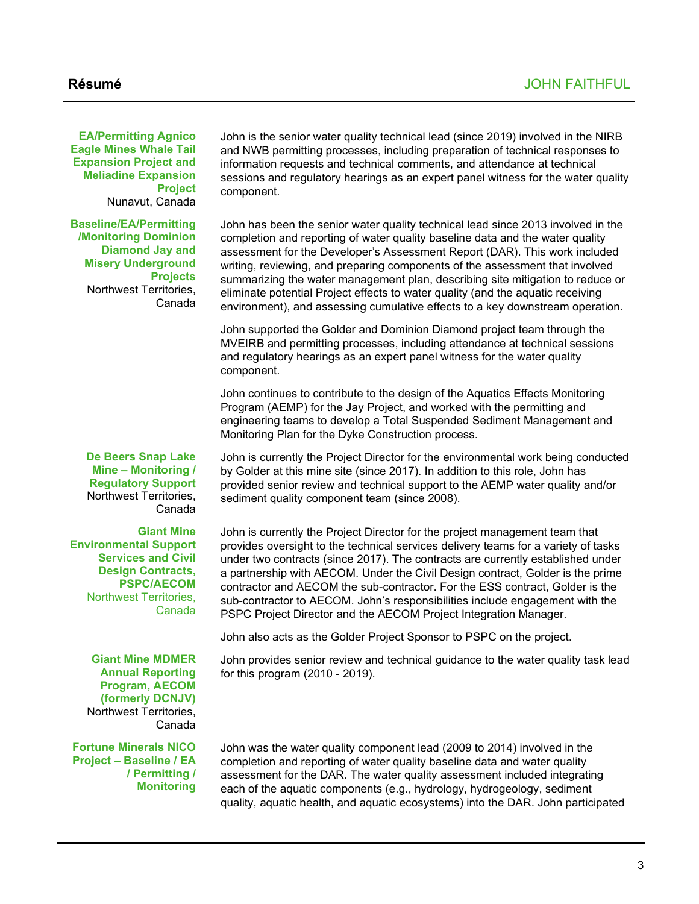**EA/Permitting Agnico Eagle Mines Whale Tail Expansion Project and Meliadine Expansion Project**
Nunavut, Canada

John is the senior water quality technical lead (since 2019) involved in the NIRB and NWB permitting processes, including preparation of technical responses to information requests and technical comments, and attendance at technical sessions and regulatory hearings as an expert panel witness for the water quality component.

**Baseline/EA/Permitting /Monitoring Dominion Diamond Jay and Misery Underground Projects**
Northwest Territories, Canada

John has been the senior water quality technical lead since 2013 involved in the completion and reporting of water quality baseline data and the water quality assessment for the Developer's Assessment Report (DAR). This work included writing, reviewing, and preparing components of the assessment that involved summarizing the water management plan, describing site mitigation to reduce or eliminate potential Project effects to water quality (and the aquatic receiving environment), and assessing cumulative effects to a key downstream operation.

John supported the Golder and Dominion Diamond project team through the MVEIRB and permitting processes, including attendance at technical sessions and regulatory hearings as an expert panel witness for the water quality component.

John continues to contribute to the design of the Aquatics Effects Monitoring Program (AEMP) for the Jay Project, and worked with the permitting and engineering teams to develop a Total Suspended Sediment Management and Monitoring Plan for the Dyke Construction process.

**De Beers Snap Lake Mine – Monitoring / Regulatory Support**
Northwest Territories, Canada

John is currently the Project Director for the environmental work being conducted by Golder at this mine site (since 2017). In addition to this role, John has provided senior review and technical support to the AEMP water quality and/or sediment quality component team (since 2008).

**Giant Mine Environmental Support Services and Civil Design Contracts, PSPC/AECOM**
Northwest Territories, Canada

John is currently the Project Director for the project management team that provides oversight to the technical services delivery teams for a variety of tasks under two contracts (since 2017). The contracts are currently established under a partnership with AECOM. Under the Civil Design contract, Golder is the prime contractor and AECOM the sub-contractor. For the ESS contract, Golder is the sub-contractor to AECOM. John's responsibilities include engagement with the PSPC Project Director and the AECOM Project Integration Manager.

John also acts as the Golder Project Sponsor to PSPC on the project.

**Giant Mine MDMER Annual Reporting Program, AECOM (formerly DCNJV)**
Northwest Territories, Canada

John provides senior review and technical guidance to the water quality task lead for this program (2010 - 2019).

**Fortune Minerals NICO Project – Baseline / EA / Permitting / Monitoring**

John was the water quality component lead (2009 to 2014) involved in the completion and reporting of water quality baseline data and water quality assessment for the DAR. The water quality assessment included integrating each of the aquatic components (e.g., hydrology, hydrogeology, sediment quality, aquatic health, and aquatic ecosystems) into the DAR. John participated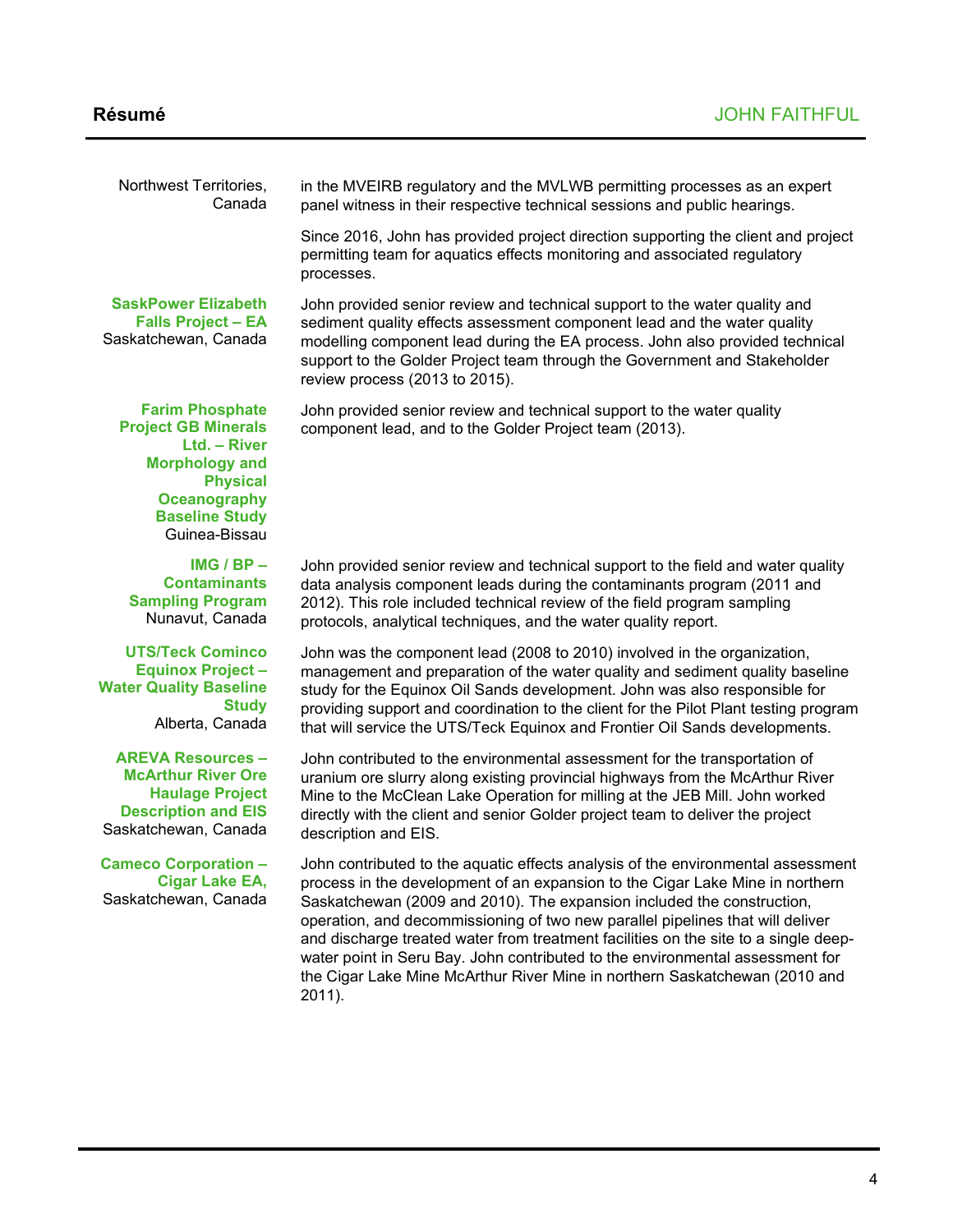Northwest Territories, Canada

in the MVEIRB regulatory and the MVLWB permitting processes as an expert panel witness in their respective technical sessions and public hearings.

Since 2016, John has provided project direction supporting the client and project permitting team for aquatics effects monitoring and associated regulatory processes.

**SaskPower Elizabeth Falls Project – EA**
Saskatchewan, Canada

John provided senior review and technical support to the water quality and sediment quality effects assessment component lead and the water quality modelling component lead during the EA process. John also provided technical support to the Golder Project team through the Government and Stakeholder review process (2013 to 2015).

**Farim Phosphate Project GB Minerals Ltd. – River Morphology and Physical Oceanography Baseline Study**
Guinea-Bissau

John provided senior review and technical support to the water quality component lead, and to the Golder Project team (2013).

**IMG / BP – Contaminants Sampling Program**
Nunavut, Canada

John provided senior review and technical support to the field and water quality data analysis component leads during the contaminants program (2011 and 2012). This role included technical review of the field program sampling protocols, analytical techniques, and the water quality report.

**UTS/Teck Cominco Equinox Project – Water Quality Baseline Study**
Alberta, Canada

John was the component lead (2008 to 2010) involved in the organization, management and preparation of the water quality and sediment quality baseline study for the Equinox Oil Sands development. John was also responsible for providing support and coordination to the client for the Pilot Plant testing program that will service the UTS/Teck Equinox and Frontier Oil Sands developments.

**AREVA Resources – McArthur River Ore Haulage Project Description and EIS**
Saskatchewan, Canada

John contributed to the environmental assessment for the transportation of uranium ore slurry along existing provincial highways from the McArthur River Mine to the McClean Lake Operation for milling at the JEB Mill. John worked directly with the client and senior Golder project team to deliver the project description and EIS.

**Cameco Corporation – Cigar Lake EA,**
Saskatchewan, Canada

John contributed to the aquatic effects analysis of the environmental assessment process in the development of an expansion to the Cigar Lake Mine in northern Saskatchewan (2009 and 2010). The expansion included the construction, operation, and decommissioning of two new parallel pipelines that will deliver and discharge treated water from treatment facilities on the site to a single deep-water point in Seru Bay. John contributed to the environmental assessment for the Cigar Lake Mine McArthur River Mine in northern Saskatchewan (2010 and 2011).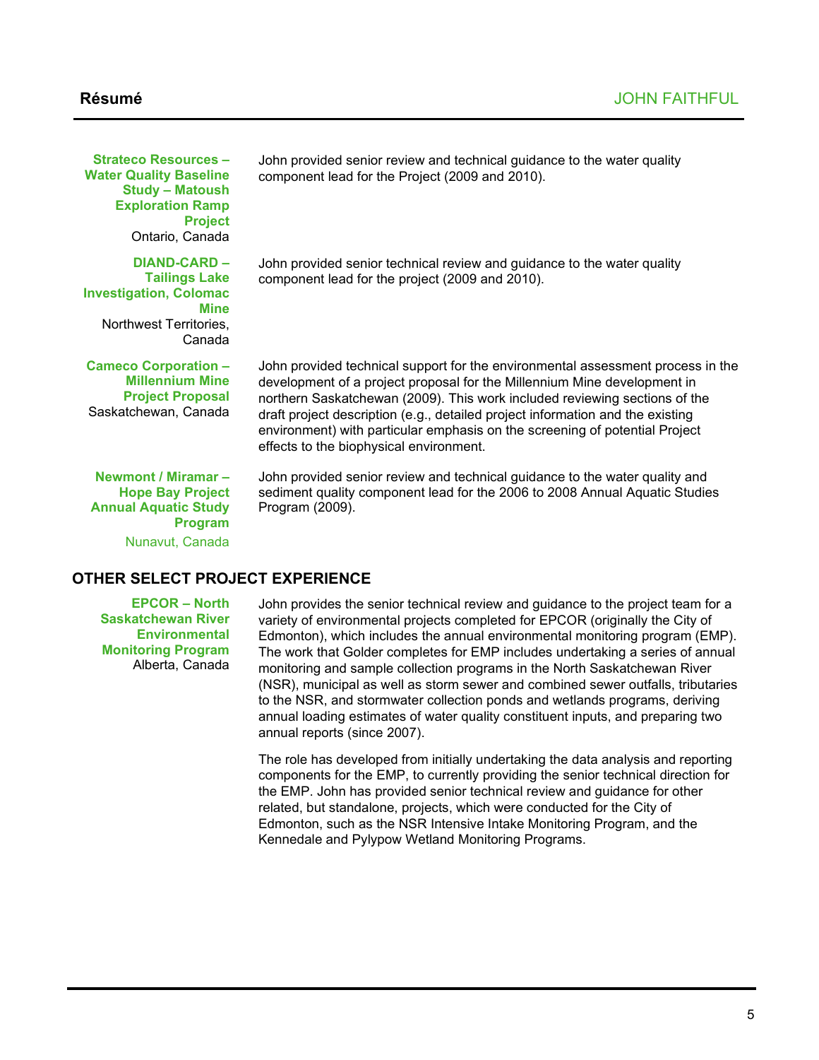**Strateco Resources – Water Quality Baseline Study – Matoush Exploration Ramp Project**
Ontario, Canada

John provided senior review and technical guidance to the water quality component lead for the Project (2009 and 2010).

**DIAND-CARD – Tailings Lake Investigation, Colomac Mine**
Northwest Territories, Canada

John provided senior technical review and guidance to the water quality component lead for the project (2009 and 2010).

**Cameco Corporation – Millennium Mine Project Proposal**
Saskatchewan, Canada

John provided technical support for the environmental assessment process in the development of a project proposal for the Millennium Mine development in northern Saskatchewan (2009). This work included reviewing sections of the draft project description (e.g., detailed project information and the existing environment) with particular emphasis on the screening of potential Project effects to the biophysical environment.

**Newmont / Miramar – Hope Bay Project Annual Aquatic Study Program**
Nunavut, Canada

John provided senior review and technical guidance to the water quality and sediment quality component lead for the 2006 to 2008 Annual Aquatic Studies Program (2009).

## OTHER SELECT PROJECT EXPERIENCE

**EPCOR – North Saskatchewan River Environmental Monitoring Program**
Alberta, Canada

John provides the senior technical review and guidance to the project team for a variety of environmental projects completed for EPCOR (originally the City of Edmonton), which includes the annual environmental monitoring program (EMP). The work that Golder completes for EMP includes undertaking a series of annual monitoring and sample collection programs in the North Saskatchewan River (NSR), municipal as well as storm sewer and combined sewer outfalls, tributaries to the NSR, and stormwater collection ponds and wetlands programs, deriving annual loading estimates of water quality constituent inputs, and preparing two annual reports (since 2007).

The role has developed from initially undertaking the data analysis and reporting components for the EMP, to currently providing the senior technical direction for the EMP. John has provided senior technical review and guidance for other related, but standalone, projects, which were conducted for the City of Edmonton, such as the NSR Intensive Intake Monitoring Program, and the Kennedale and Pylypow Wetland Monitoring Programs.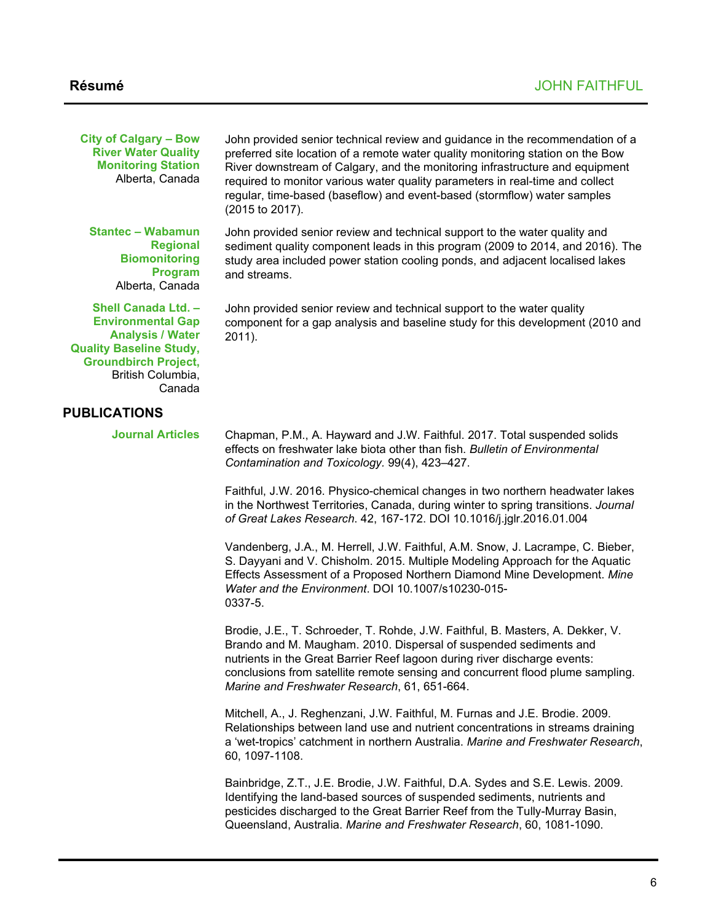**City of Calgary – Bow River Water Quality Monitoring Station**
Alberta, Canada

John provided senior technical review and guidance in the recommendation of a preferred site location of a remote water quality monitoring station on the Bow River downstream of Calgary, and the monitoring infrastructure and equipment required to monitor various water quality parameters in real-time and collect regular, time-based (baseflow) and event-based (stormflow) water samples (2015 to 2017).

**Stantec – Wabamun Regional Biomonitoring Program**
Alberta, Canada

John provided senior review and technical support to the water quality and sediment quality component leads in this program (2009 to 2014, and 2016). The study area included power station cooling ponds, and adjacent localised lakes and streams.

**Shell Canada Ltd. – Environmental Gap Analysis / Water Quality Baseline Study, Groundbirch Project,**
British Columbia, Canada

John provided senior review and technical support to the water quality component for a gap analysis and baseline study for this development (2010 and 2011).

## PUBLICATIONS

**Journal Articles**

Chapman, P.M., A. Hayward and J.W. Faithful. 2017. Total suspended solids effects on freshwater lake biota other than fish. *Bulletin of Environmental Contamination and Toxicology*. 99(4), 423–427.

Faithful, J.W. 2016. Physico-chemical changes in two northern headwater lakes in the Northwest Territories, Canada, during winter to spring transitions. *Journal of Great Lakes Research*. 42, 167-172. DOI 10.1016/j.jglr.2016.01.004

Vandenberg, J.A., M. Herrell, J.W. Faithful, A.M. Snow, J. Lacrampe, C. Bieber, S. Dayyani and V. Chisholm. 2015. Multiple Modeling Approach for the Aquatic Effects Assessment of a Proposed Northern Diamond Mine Development. *Mine Water and the Environment*. DOI 10.1007/s10230-015-0337-5.

Brodie, J.E., T. Schroeder, T. Rohde, J.W. Faithful, B. Masters, A. Dekker, V. Brando and M. Maugham. 2010. Dispersal of suspended sediments and nutrients in the Great Barrier Reef lagoon during river discharge events: conclusions from satellite remote sensing and concurrent flood plume sampling. *Marine and Freshwater Research*, 61, 651-664.

Mitchell, A., J. Reghenzani, J.W. Faithful, M. Furnas and J.E. Brodie. 2009. Relationships between land use and nutrient concentrations in streams draining a 'wet-tropics' catchment in northern Australia. *Marine and Freshwater Research*, 60, 1097-1108.

Bainbridge, Z.T., J.E. Brodie, J.W. Faithful, D.A. Sydes and S.E. Lewis. 2009. Identifying the land-based sources of suspended sediments, nutrients and pesticides discharged to the Great Barrier Reef from the Tully-Murray Basin, Queensland, Australia. *Marine and Freshwater Research*, 60, 1081-1090.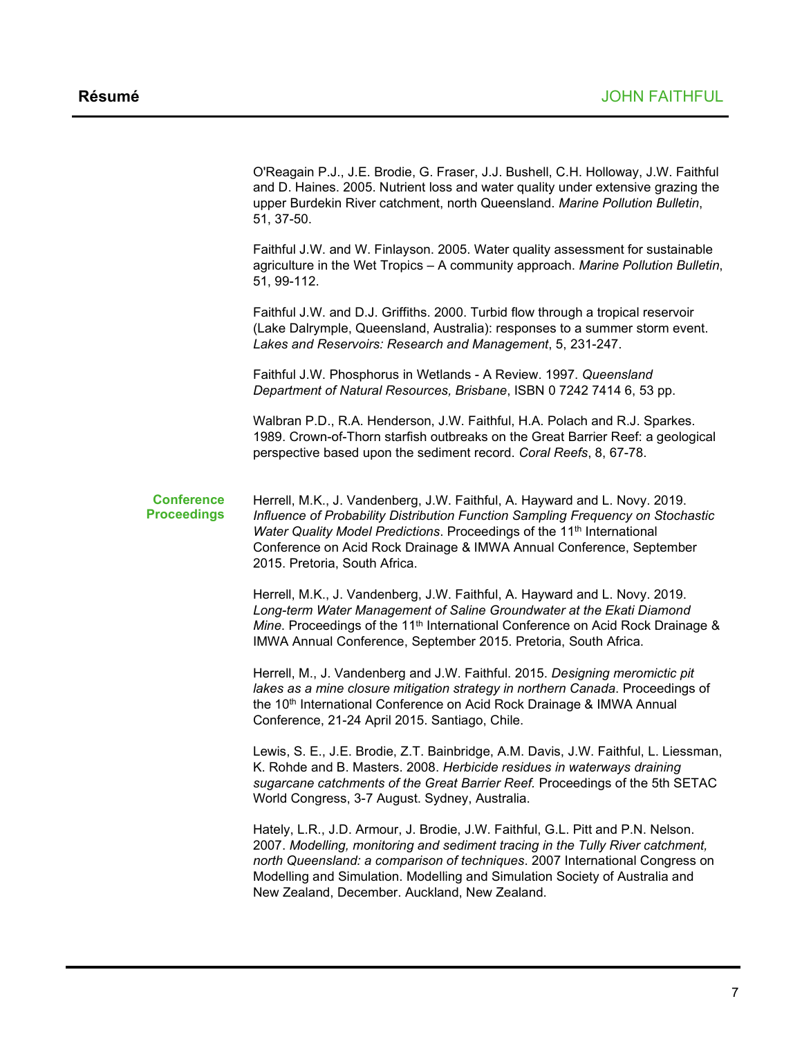O'Reagain P.J., J.E. Brodie, G. Fraser, J.J. Bushell, C.H. Holloway, J.W. Faithful and D. Haines. 2005. Nutrient loss and water quality under extensive grazing the upper Burdekin River catchment, north Queensland. *Marine Pollution Bulletin*, 51, 37-50.

Faithful J.W. and W. Finlayson. 2005. Water quality assessment for sustainable agriculture in the Wet Tropics – A community approach. *Marine Pollution Bulletin*, 51, 99-112.

Faithful J.W. and D.J. Griffiths. 2000. Turbid flow through a tropical reservoir (Lake Dalrymple, Queensland, Australia): responses to a summer storm event. *Lakes and Reservoirs: Research and Management*, 5, 231-247.

Faithful J.W. Phosphorus in Wetlands - A Review. 1997. *Queensland Department of Natural Resources, Brisbane*, ISBN 0 7242 7414 6, 53 pp.

Walbran P.D., R.A. Henderson, J.W. Faithful, H.A. Polach and R.J. Sparkes. 1989. Crown-of-Thorn starfish outbreaks on the Great Barrier Reef: a geological perspective based upon the sediment record. *Coral Reefs*, 8, 67-78.

**Conference Proceedings**

Herrell, M.K., J. Vandenberg, J.W. Faithful, A. Hayward and L. Novy. 2019. *Influence of Probability Distribution Function Sampling Frequency on Stochastic Water Quality Model Predictions*. Proceedings of the 11th International Conference on Acid Rock Drainage & IMWA Annual Conference, September 2015. Pretoria, South Africa.

Herrell, M.K., J. Vandenberg, J.W. Faithful, A. Hayward and L. Novy. 2019. *Long-term Water Management of Saline Groundwater at the Ekati Diamond Mine*. Proceedings of the 11th International Conference on Acid Rock Drainage & IMWA Annual Conference, September 2015. Pretoria, South Africa.

Herrell, M., J. Vandenberg and J.W. Faithful. 2015. *Designing meromictic pit lakes as a mine closure mitigation strategy in northern Canada*. Proceedings of the 10th International Conference on Acid Rock Drainage & IMWA Annual Conference, 21-24 April 2015. Santiago, Chile.

Lewis, S. E., J.E. Brodie, Z.T. Bainbridge, A.M. Davis, J.W. Faithful, L. Liessman, K. Rohde and B. Masters. 2008. *Herbicide residues in waterways draining sugarcane catchments of the Great Barrier Reef.* Proceedings of the 5th SETAC World Congress, 3-7 August. Sydney, Australia.

Hately, L.R., J.D. Armour, J. Brodie, J.W. Faithful, G.L. Pitt and P.N. Nelson. 2007. *Modelling, monitoring and sediment tracing in the Tully River catchment, north Queensland: a comparison of techniques*. 2007 International Congress on Modelling and Simulation. Modelling and Simulation Society of Australia and New Zealand, December. Auckland, New Zealand.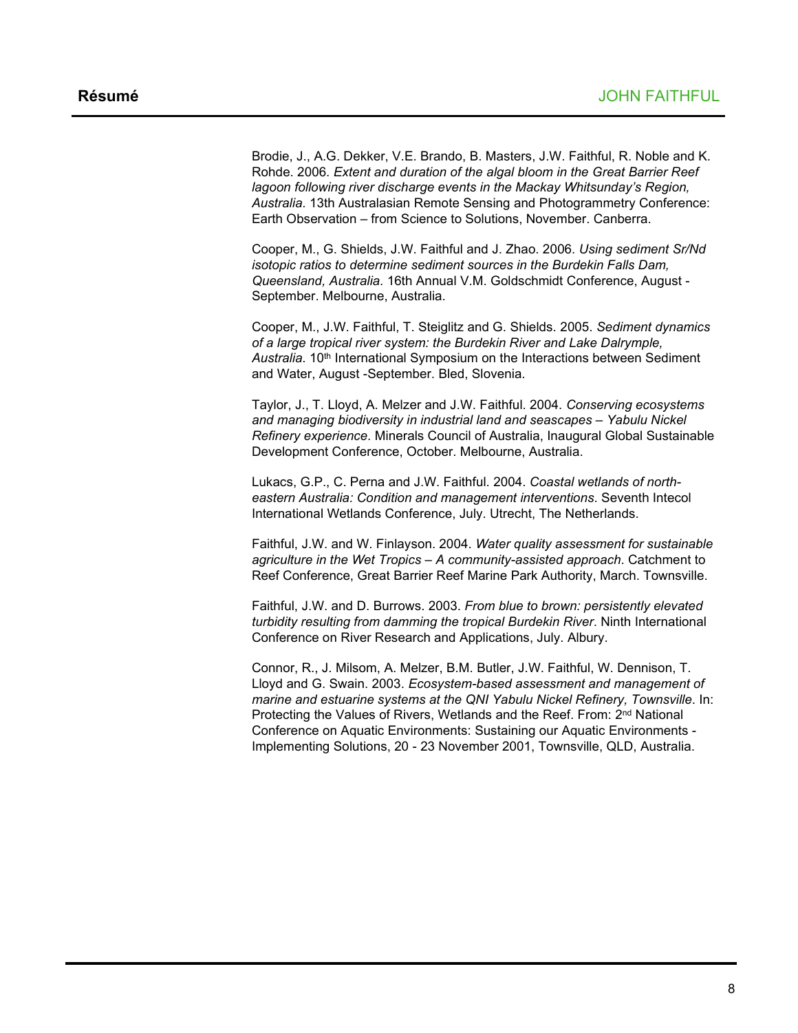Brodie, J., A.G. Dekker, V.E. Brando, B. Masters, J.W. Faithful, R. Noble and K. Rohde. 2006. *Extent and duration of the algal bloom in the Great Barrier Reef lagoon following river discharge events in the Mackay Whitsunday's Region, Australia*. 13th Australasian Remote Sensing and Photogrammetry Conference: Earth Observation – from Science to Solutions, November. Canberra.

Cooper, M., G. Shields, J.W. Faithful and J. Zhao. 2006. *Using sediment Sr/Nd isotopic ratios to determine sediment sources in the Burdekin Falls Dam, Queensland, Australia*. 16th Annual V.M. Goldschmidt Conference, August - September. Melbourne, Australia.

Cooper, M., J.W. Faithful, T. Steiglitz and G. Shields. 2005. *Sediment dynamics of a large tropical river system: the Burdekin River and Lake Dalrymple, Australia*. 10th International Symposium on the Interactions between Sediment and Water, August -September. Bled, Slovenia.

Taylor, J., T. Lloyd, A. Melzer and J.W. Faithful. 2004. *Conserving ecosystems and managing biodiversity in industrial land and seascapes – Yabulu Nickel Refinery experience*. Minerals Council of Australia, Inaugural Global Sustainable Development Conference, October. Melbourne, Australia.

Lukacs, G.P., C. Perna and J.W. Faithful. 2004. *Coastal wetlands of north-eastern Australia: Condition and management interventions*. Seventh Intecol International Wetlands Conference, July. Utrecht, The Netherlands.

Faithful, J.W. and W. Finlayson. 2004. *Water quality assessment for sustainable agriculture in the Wet Tropics – A community-assisted approach*. Catchment to Reef Conference, Great Barrier Reef Marine Park Authority, March. Townsville.

Faithful, J.W. and D. Burrows. 2003. *From blue to brown: persistently elevated turbidity resulting from damming the tropical Burdekin River*. Ninth International Conference on River Research and Applications, July. Albury.

Connor, R., J. Milsom, A. Melzer, B.M. Butler, J.W. Faithful, W. Dennison, T. Lloyd and G. Swain. 2003. *Ecosystem-based assessment and management of marine and estuarine systems at the QNI Yabulu Nickel Refinery, Townsville*. In: Protecting the Values of Rivers, Wetlands and the Reef. From: 2nd National Conference on Aquatic Environments: Sustaining our Aquatic Environments - Implementing Solutions, 20 - 23 November 2001, Townsville, QLD, Australia.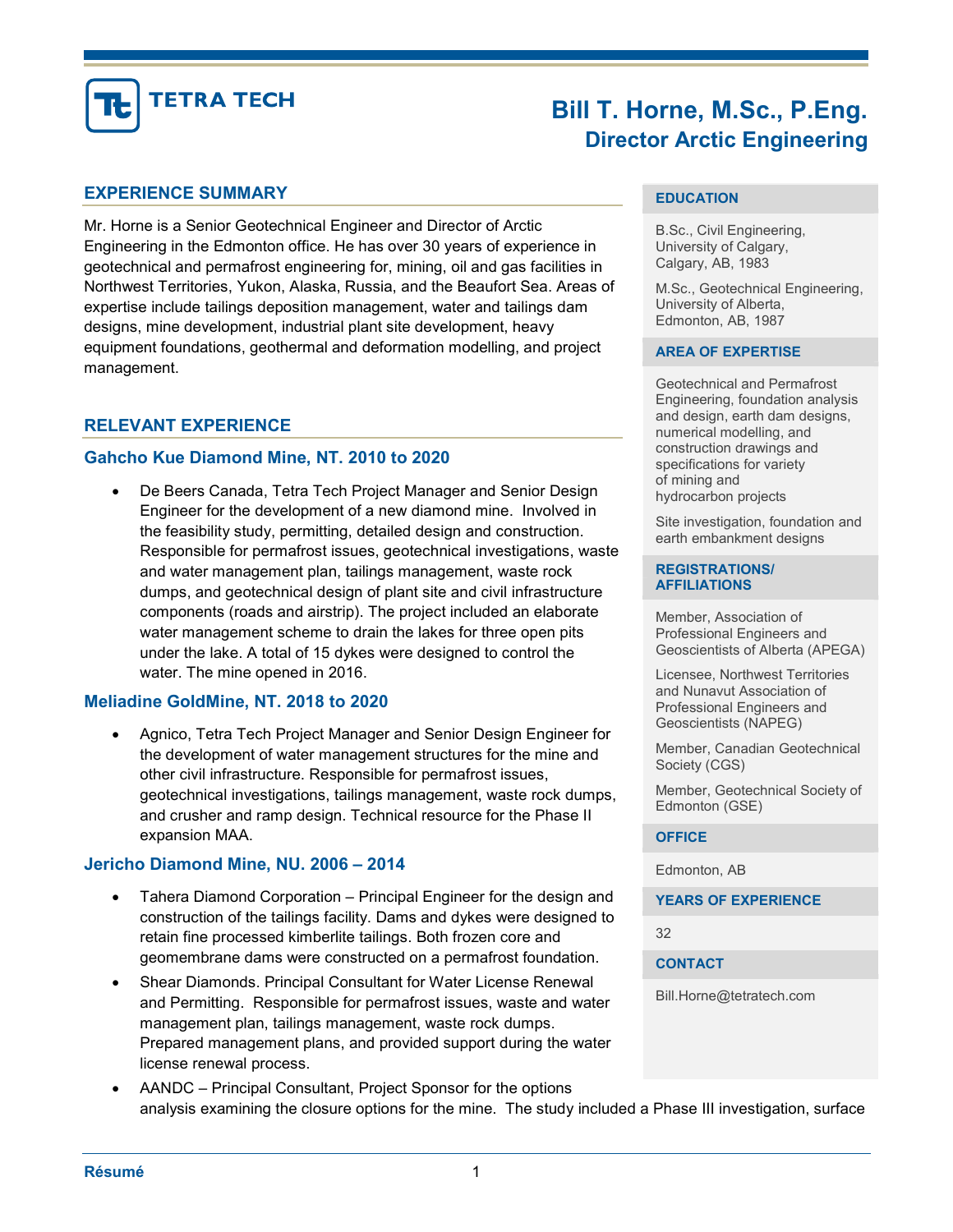# Bill T. Horne, M.Sc., P.Eng.
## Director Arctic Engineering

TETRA TECH

## EXPERIENCE SUMMARY

Mr. Horne is a Senior Geotechnical Engineer and Director of Arctic Engineering in the Edmonton office. He has over 30 years of experience in geotechnical and permafrost engineering for, mining, oil and gas facilities in Northwest Territories, Yukon, Alaska, Russia, and the Beaufort Sea. Areas of expertise include tailings deposition management, water and tailings dam designs, mine development, industrial plant site development, heavy equipment foundations, geothermal and deformation modelling, and project management.

## RELEVANT EXPERIENCE

### Gahcho Kue Diamond Mine, NT. 2010 to 2020

- De Beers Canada, Tetra Tech Project Manager and Senior Design Engineer for the development of a new diamond mine. Involved in the feasibility study, permitting, detailed design and construction. Responsible for permafrost issues, geotechnical investigations, waste and water management plan, tailings management, waste rock dumps, and geotechnical design of plant site and civil infrastructure components (roads and airstrip). The project included an elaborate water management scheme to drain the lakes for three open pits under the lake. A total of 15 dykes were designed to control the water. The mine opened in 2016.

### Meliadine GoldMine, NT. 2018 to 2020

- Agnico, Tetra Tech Project Manager and Senior Design Engineer for the development of water management structures for the mine and other civil infrastructure. Responsible for permafrost issues, geotechnical investigations, tailings management, waste rock dumps, and crusher and ramp design. Technical resource for the Phase II expansion MAA.

### Jericho Diamond Mine, NU. 2006 – 2014

- Tahera Diamond Corporation – Principal Engineer for the design and construction of the tailings facility. Dams and dykes were designed to retain fine processed kimberlite tailings. Both frozen core and geomembrane dams were constructed on a permafrost foundation.
- Shear Diamonds. Principal Consultant for Water License Renewal and Permitting. Responsible for permafrost issues, waste and water management plan, tailings management, waste rock dumps. Prepared management plans, and provided support during the water license renewal process.
- AANDC – Principal Consultant, Project Sponsor for the options analysis examining the closure options for the mine. The study included a Phase III investigation, surface

### EDUCATION

B.Sc., Civil Engineering, University of Calgary, Calgary, AB, 1983

M.Sc., Geotechnical Engineering, University of Alberta, Edmonton, AB, 1987

### AREA OF EXPERTISE

Geotechnical and Permafrost Engineering, foundation analysis and design, earth dam designs, numerical modelling, and construction drawings and specifications for variety of mining and hydrocarbon projects

Site investigation, foundation and earth embankment designs

### REGISTRATIONS/ AFFILIATIONS

Member, Association of Professional Engineers and Geoscientists of Alberta (APEGA)

Licensee, Northwest Territories and Nunavut Association of Professional Engineers and Geoscientists (NAPEG)

Member, Canadian Geotechnical Society (CGS)

Member, Geotechnical Society of Edmonton (GSE)

### OFFICE

Edmonton, AB

### YEARS OF EXPERIENCE

32

### CONTACT

Bill.Horne@tetratech.com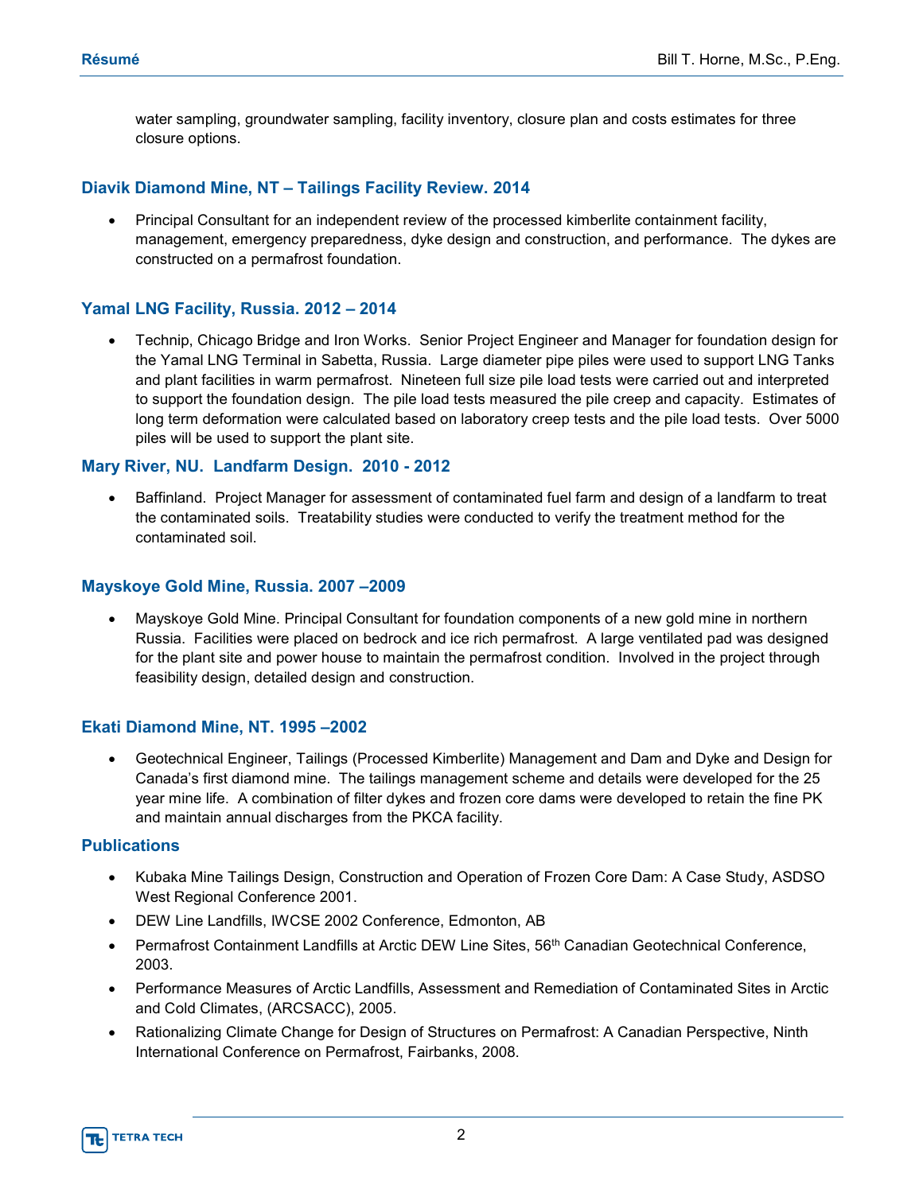water sampling, groundwater sampling, facility inventory, closure plan and costs estimates for three closure options.

### Diavik Diamond Mine, NT – Tailings Facility Review. 2014

- Principal Consultant for an independent review of the processed kimberlite containment facility, management, emergency preparedness, dyke design and construction, and performance. The dykes are constructed on a permafrost foundation.

### Yamal LNG Facility, Russia. 2012 – 2014

- Technip, Chicago Bridge and Iron Works. Senior Project Engineer and Manager for foundation design for the Yamal LNG Terminal in Sabetta, Russia. Large diameter pipe piles were used to support LNG Tanks and plant facilities in warm permafrost. Nineteen full size pile load tests were carried out and interpreted to support the foundation design. The pile load tests measured the pile creep and capacity. Estimates of long term deformation were calculated based on laboratory creep tests and the pile load tests. Over 5000 piles will be used to support the plant site.

### Mary River, NU. Landfarm Design. 2010 - 2012

- Baffinland. Project Manager for assessment of contaminated fuel farm and design of a landfarm to treat the contaminated soils. Treatability studies were conducted to verify the treatment method for the contaminated soil.

### Mayskoye Gold Mine, Russia. 2007 –2009

- Mayskoye Gold Mine. Principal Consultant for foundation components of a new gold mine in northern Russia. Facilities were placed on bedrock and ice rich permafrost. A large ventilated pad was designed for the plant site and power house to maintain the permafrost condition. Involved in the project through feasibility design, detailed design and construction.

### Ekati Diamond Mine, NT. 1995 –2002

- Geotechnical Engineer, Tailings (Processed Kimberlite) Management and Dam and Dyke and Design for Canada's first diamond mine. The tailings management scheme and details were developed for the 25 year mine life. A combination of filter dykes and frozen core dams were developed to retain the fine PK and maintain annual discharges from the PKCA facility.

### Publications

- Kubaka Mine Tailings Design, Construction and Operation of Frozen Core Dam: A Case Study, ASDSO West Regional Conference 2001.
- DEW Line Landfills, IWCSE 2002 Conference, Edmonton, AB
- Permafrost Containment Landfills at Arctic DEW Line Sites, 56th Canadian Geotechnical Conference, 2003.
- Performance Measures of Arctic Landfills, Assessment and Remediation of Contaminated Sites in Arctic and Cold Climates, (ARCSACC), 2005.
- Rationalizing Climate Change for Design of Structures on Permafrost: A Canadian Perspective, Ninth International Conference on Permafrost, Fairbanks, 2008.